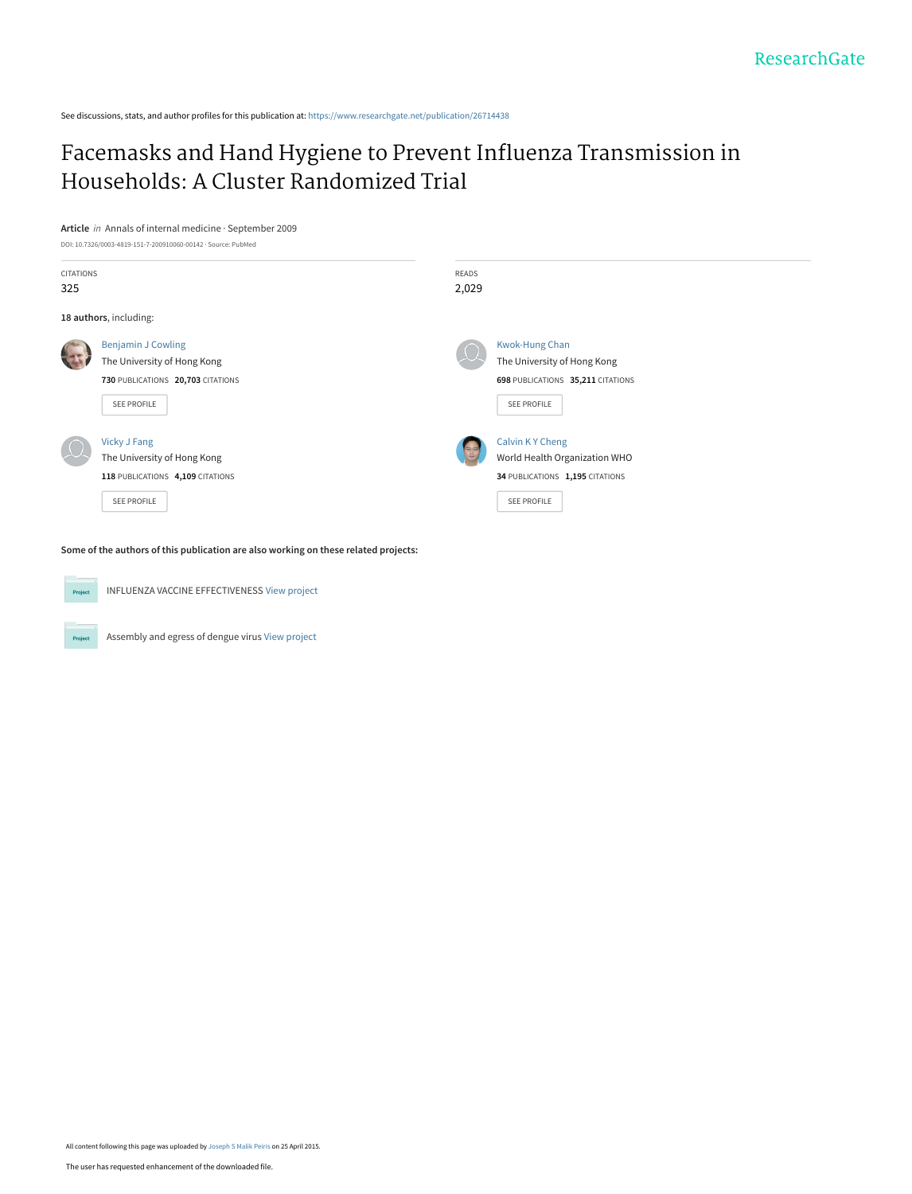See discussions, stats, and author profiles for this publication at: https://www.researchgate.net/publication/26714438

# Facemasks and Hand Hygiene to Prevent Influenza Transmission in Households: A Cluster Randomized Trial

**Article** *in* Annals of internal medicine · September 2009

DOI: 10.7326/0003-4819-151-7-200910060-00142 · Source: PubMed

CITATIONS
325

READS
2,029

**18 authors**, including:

Benjamin J Cowling
The University of Hong Kong
**730** PUBLICATIONS **20,703** CITATIONS

SEE PROFILE

Kwok-Hung Chan
The University of Hong Kong
**698** PUBLICATIONS **35,211** CITATIONS

SEE PROFILE

Vicky J Fang
The University of Hong Kong
**118** PUBLICATIONS **4,109** CITATIONS

SEE PROFILE

Calvin K Y Cheng
World Health Organization WHO
**34** PUBLICATIONS **1,195** CITATIONS

SEE PROFILE

**Some of the authors of this publication are also working on these related projects:**

INFLUENZA VACCINE EFFECTIVENESS View project

Assembly and egress of dengue virus View project

All content following this page was uploaded by Joseph S Malik Peiris on 25 April 2015.

The user has requested enhancement of the downloaded file.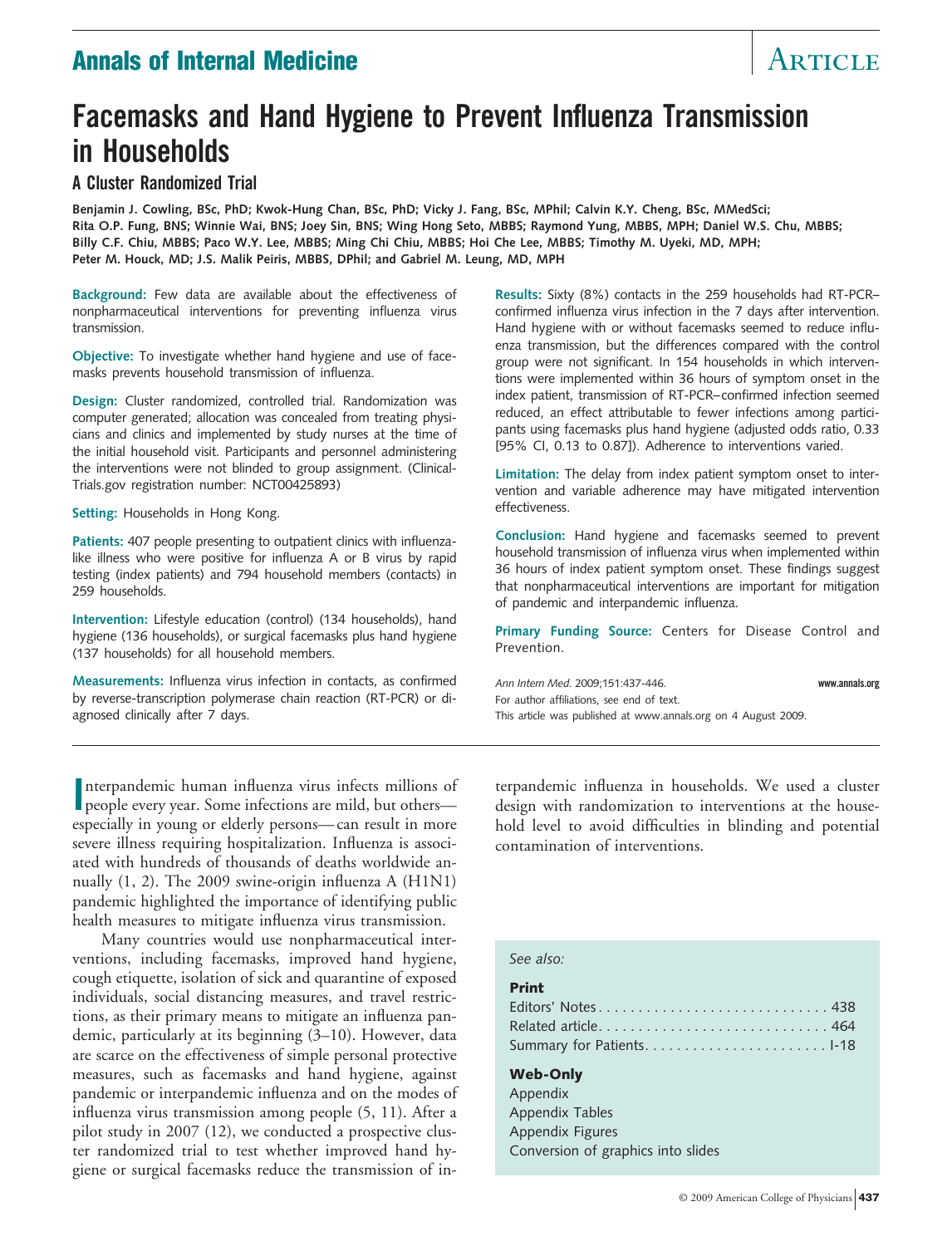# Facemasks and Hand Hygiene to Prevent Influenza Transmission in Households

## A Cluster Randomized Trial

**Benjamin J. Cowling, BSc, PhD; Kwok-Hung Chan, BSc, PhD; Vicky J. Fang, BSc, MPhil; Calvin K.Y. Cheng, BSc, MMedSci; Rita O.P. Fung, BNS; Winnie Wai, BNS; Joey Sin, BNS; Wing Hong Seto, MBBS; Raymond Yung, MBBS, MPH; Daniel W.S. Chu, MBBS; Billy C.F. Chiu, MBBS; Paco W.Y. Lee, MBBS; Ming Chi Chiu, MBBS; Hoi Che Lee, MBBS; Timothy M. Uyeki, MD, MPH; Peter M. Houck, MD; J.S. Malik Peiris, MBBS, DPhil; and Gabriel M. Leung, MD, MPH**

**Background:** Few data are available about the effectiveness of nonpharmaceutical interventions for preventing influenza virus transmission.

**Objective:** To investigate whether hand hygiene and use of facemasks prevents household transmission of influenza.

**Design:** Cluster randomized, controlled trial. Randomization was computer generated; allocation was concealed from treating physicians and clinics and implemented by study nurses at the time of the initial household visit. Participants and personnel administering the interventions were not blinded to group assignment. (ClinicalTrials.gov registration number: NCT00425893)

**Setting:** Households in Hong Kong.

**Patients:** 407 people presenting to outpatient clinics with influenza-like illness who were positive for influenza A or B virus by rapid testing (index patients) and 794 household members (contacts) in 259 households.

**Intervention:** Lifestyle education (control) (134 households), hand hygiene (136 households), or surgical facemasks plus hand hygiene (137 households) for all household members.

**Measurements:** Influenza virus infection in contacts, as confirmed by reverse-transcription polymerase chain reaction (RT-PCR) or diagnosed clinically after 7 days.

**Results:** Sixty (8%) contacts in the 259 households had RT-PCR–confirmed influenza virus infection in the 7 days after intervention. Hand hygiene with or without facemasks seemed to reduce influenza transmission, but the differences compared with the control group were not significant. In 154 households in which interventions were implemented within 36 hours of symptom onset in the index patient, transmission of RT-PCR–confirmed infection seemed reduced, an effect attributable to fewer infections among participants using facemasks plus hand hygiene (adjusted odds ratio, 0.33 [95% CI, 0.13 to 0.87]). Adherence to interventions varied.

**Limitation:** The delay from index patient symptom onset to intervention and variable adherence may have mitigated intervention effectiveness.

**Conclusion:** Hand hygiene and facemasks seemed to prevent household transmission of influenza virus when implemented within 36 hours of index patient symptom onset. These findings suggest that nonpharmaceutical interventions are important for mitigation of pandemic and interpandemic influenza.

**Primary Funding Source:** Centers for Disease Control and Prevention.

*Ann Intern Med.* 2009;151:437-446. www.annals.org
For author affiliations, see end of text.
This article was published at www.annals.org on 4 August 2009.

Interpandemic human influenza virus infects millions of people every year. Some infections are mild, but others—especially in young or elderly persons—can result in more severe illness requiring hospitalization. Influenza is associated with hundreds of thousands of deaths worldwide annually (1, 2). The 2009 swine-origin influenza A (H1N1) pandemic highlighted the importance of identifying public health measures to mitigate influenza virus transmission.

Many countries would use nonpharmaceutical interventions, including facemasks, improved hand hygiene, cough etiquette, isolation of sick and quarantine of exposed individuals, social distancing measures, and travel restrictions, as their primary means to mitigate an influenza pandemic, particularly at its beginning (3–10). However, data are scarce on the effectiveness of simple personal protective measures, such as facemasks and hand hygiene, against pandemic or interpandemic influenza and on the modes of influenza virus transmission among people (5, 11). After a pilot study in 2007 (12), we conducted a prospective cluster randomized trial to test whether improved hand hygiene or surgical facemasks reduce the transmission of interpandemic influenza in households. We used a cluster design with randomization to interventions at the household level to avoid difficulties in blinding and potential contamination of interventions.

*See also:*

**Print**
Editors' Notes . . . 438
Related article . . . 464
Summary for Patients . . . I-18

**Web-Only**
Appendix
Appendix Tables
Appendix Figures
Conversion of graphics into slides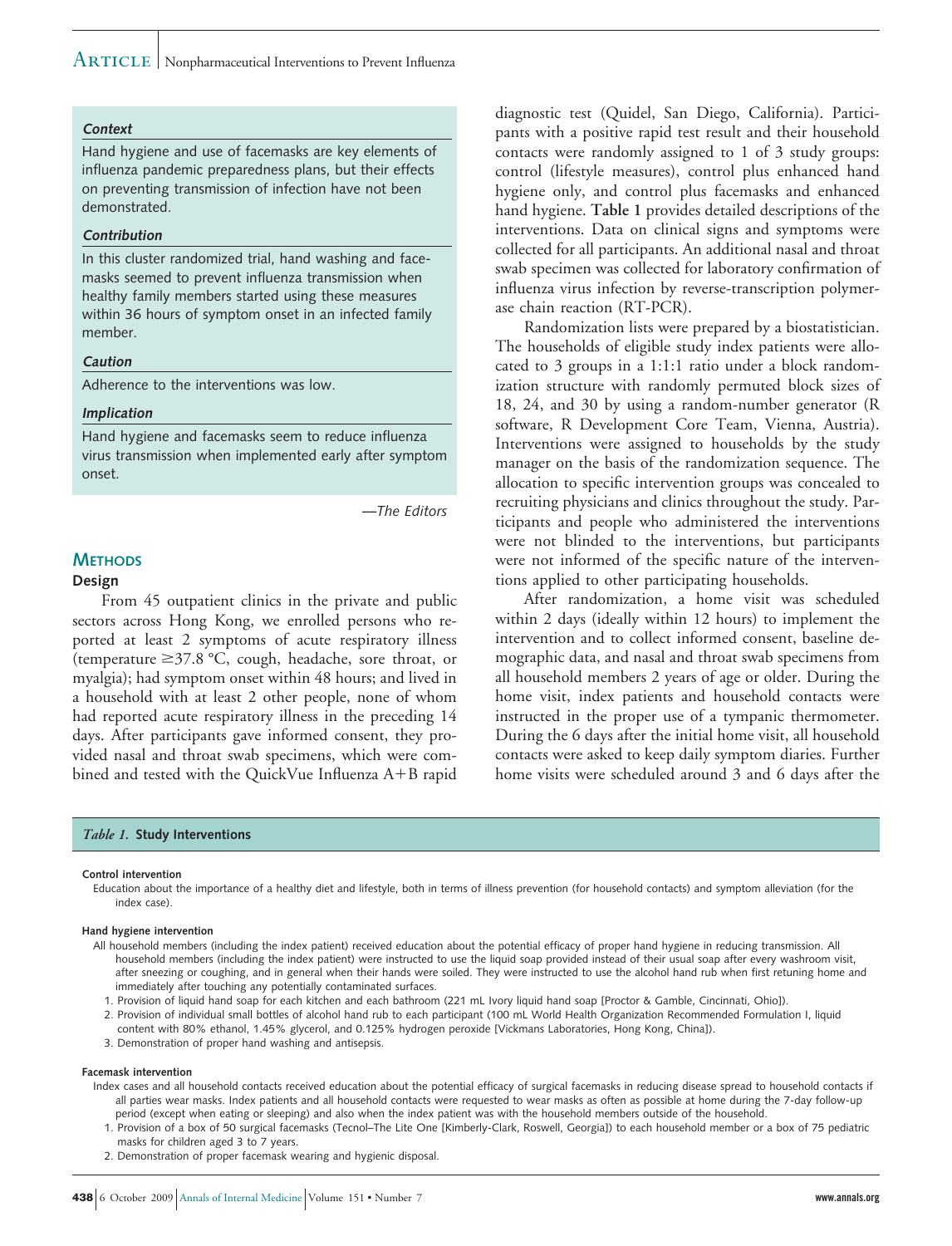### Context

Hand hygiene and use of facemasks are key elements of influenza pandemic preparedness plans, but their effects on preventing transmission of infection have not been demonstrated.

### Contribution

In this cluster randomized trial, hand washing and facemasks seemed to prevent influenza transmission when healthy family members started using these measures within 36 hours of symptom onset in an infected family member.

### Caution

Adherence to the interventions was low.

### Implication

Hand hygiene and facemasks seem to reduce influenza virus transmission when implemented early after symptom onset.

*—The Editors*

## METHODS

### Design

From 45 outpatient clinics in the private and public sectors across Hong Kong, we enrolled persons who reported at least 2 symptoms of acute respiratory illness (temperature ≥37.8 °C, cough, headache, sore throat, or myalgia); had symptom onset within 48 hours; and lived in a household with at least 2 other people, none of whom had reported acute respiratory illness in the preceding 14 days. After participants gave informed consent, they provided nasal and throat swab specimens, which were combined and tested with the QuickVue Influenza A+B rapid diagnostic test (Quidel, San Diego, California). Participants with a positive rapid test result and their household contacts were randomly assigned to 1 of 3 study groups: control (lifestyle measures), control plus enhanced hand hygiene only, and control plus facemasks and enhanced hand hygiene. **Table 1** provides detailed descriptions of the interventions. Data on clinical signs and symptoms were collected for all participants. An additional nasal and throat swab specimen was collected for laboratory confirmation of influenza virus infection by reverse-transcription polymerase chain reaction (RT-PCR).

Randomization lists were prepared by a biostatistician. The households of eligible study index patients were allocated to 3 groups in a 1:1:1 ratio under a block randomization structure with randomly permuted block sizes of 18, 24, and 30 by using a random-number generator (R software, R Development Core Team, Vienna, Austria). Interventions were assigned to households by the study manager on the basis of the randomization sequence. The allocation to specific intervention groups was concealed to recruiting physicians and clinics throughout the study. Participants and people who administered the interventions were not blinded to the interventions, but participants were not informed of the specific nature of the interventions applied to other participating households.

After randomization, a home visit was scheduled within 2 days (ideally within 12 hours) to implement the intervention and to collect informed consent, baseline demographic data, and nasal and throat swab specimens from all household members 2 years of age or older. During the home visit, index patients and household contacts were instructed in the proper use of a tympanic thermometer. During the 6 days after the initial home visit, all household contacts were asked to keep daily symptom diaries. Further home visits were scheduled around 3 and 6 days after the

*Table 1.* **Study Interventions**

**Control intervention**

Education about the importance of a healthy diet and lifestyle, both in terms of illness prevention (for household contacts) and symptom alleviation (for the index case).

**Hand hygiene intervention**

All household members (including the index patient) received education about the potential efficacy of proper hand hygiene in reducing transmission. All household members (including the index patient) were instructed to use the liquid soap provided instead of their usual soap after every washroom visit, after sneezing or coughing, and in general when their hands were soiled. They were instructed to use the alcohol hand rub when first retuning home and immediately after touching any potentially contaminated surfaces.

1. Provision of liquid hand soap for each kitchen and each bathroom (221 mL Ivory liquid hand soap [Proctor & Gamble, Cincinnati, Ohio]).
2. Provision of individual small bottles of alcohol hand rub to each participant (100 mL World Health Organization Recommended Formulation I, liquid content with 80% ethanol, 1.45% glycerol, and 0.125% hydrogen peroxide [Vickmans Laboratories, Hong Kong, China]).
3. Demonstration of proper hand washing and antisepsis.

**Facemask intervention**

Index cases and all household contacts received education about the potential efficacy of surgical facemasks in reducing disease spread to household contacts if all parties wear masks. Index patients and all household contacts were requested to wear masks as often as possible at home during the 7-day follow-up period (except when eating or sleeping) and also when the index patient was with the household members outside of the household.

1. Provision of a box of 50 surgical facemasks (Tecnol–The Lite One [Kimberly-Clark, Roswell, Georgia]) to each household member or a box of 75 pediatric masks for children aged 3 to 7 years.
2. Demonstration of proper facemask wearing and hygienic disposal.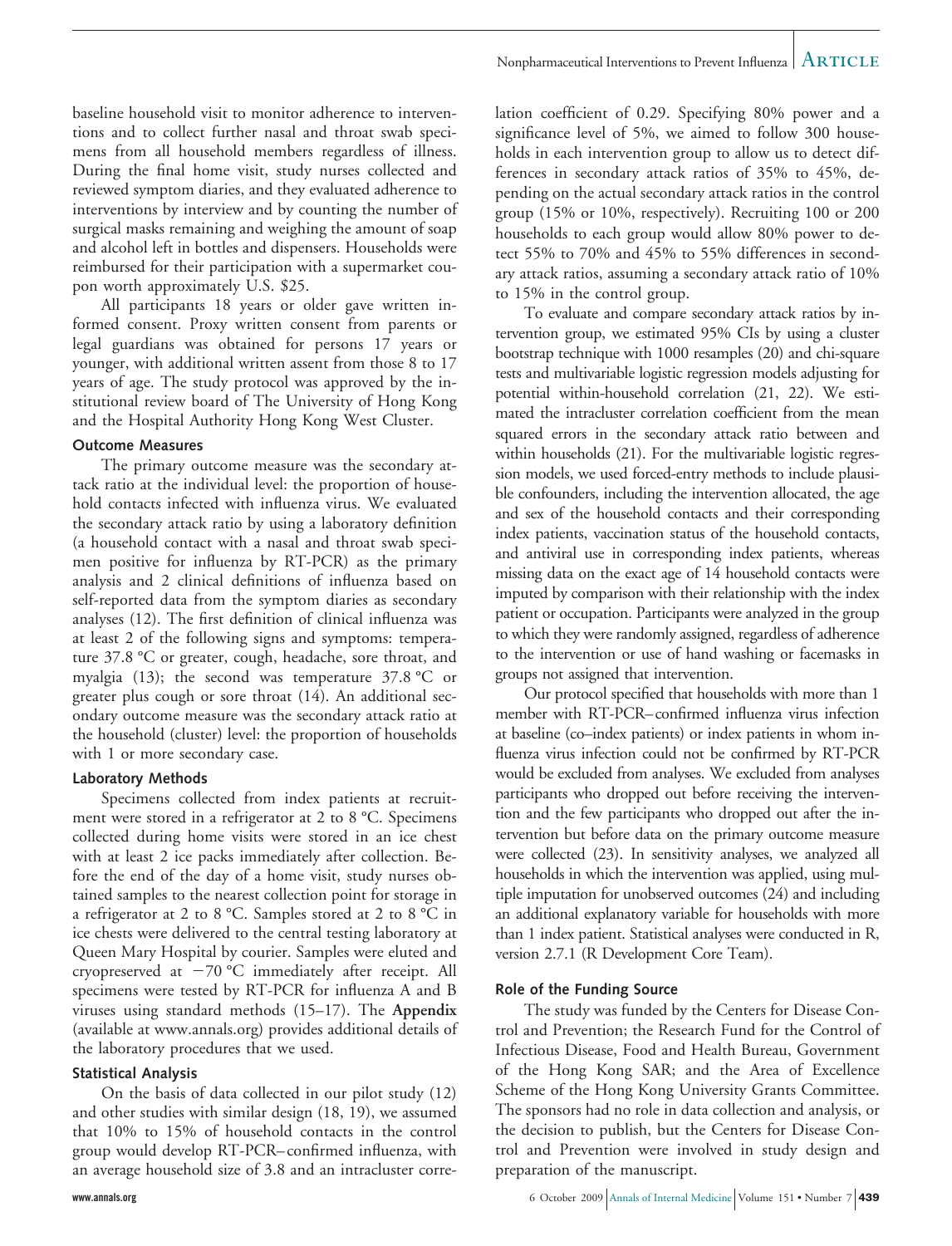baseline household visit to monitor adherence to interventions and to collect further nasal and throat swab specimens from all household members regardless of illness. During the final home visit, study nurses collected and reviewed symptom diaries, and they evaluated adherence to interventions by interview and by counting the number of surgical masks remaining and weighing the amount of soap and alcohol left in bottles and dispensers. Households were reimbursed for their participation with a supermarket coupon worth approximately U.S. $25.

All participants 18 years or older gave written informed consent. Proxy written consent from parents or legal guardians was obtained for persons 17 years or younger, with additional written assent from those 8 to 17 years of age. The study protocol was approved by the institutional review board of The University of Hong Kong and the Hospital Authority Hong Kong West Cluster.

### Outcome Measures

The primary outcome measure was the secondary attack ratio at the individual level: the proportion of household contacts infected with influenza virus. We evaluated the secondary attack ratio by using a laboratory definition (a household contact with a nasal and throat swab specimen positive for influenza by RT-PCR) as the primary analysis and 2 clinical definitions of influenza based on self-reported data from the symptom diaries as secondary analyses (12). The first definition of clinical influenza was at least 2 of the following signs and symptoms: temperature 37.8 °C or greater, cough, headache, sore throat, and myalgia (13); the second was temperature 37.8 °C or greater plus cough or sore throat (14). An additional secondary outcome measure was the secondary attack ratio at the household (cluster) level: the proportion of households with 1 or more secondary case.

### Laboratory Methods

Specimens collected from index patients at recruitment were stored in a refrigerator at 2 to 8 °C. Specimens collected during home visits were stored in an ice chest with at least 2 ice packs immediately after collection. Before the end of the day of a home visit, study nurses obtained samples to the nearest collection point for storage in a refrigerator at 2 to 8 °C. Samples stored at 2 to 8 °C in ice chests were delivered to the central testing laboratory at Queen Mary Hospital by courier. Samples were eluted and cryopreserved at −70 °C immediately after receipt. All specimens were tested by RT-PCR for influenza A and B viruses using standard methods (15–17). The **Appendix** (available at www.annals.org) provides additional details of the laboratory procedures that we used.

### Statistical Analysis

On the basis of data collected in our pilot study (12) and other studies with similar design (18, 19), we assumed that 10% to 15% of household contacts in the control group would develop RT-PCR–confirmed influenza, with an average household size of 3.8 and an intracluster correlation coefficient of 0.29. Specifying 80% power and a significance level of 5%, we aimed to follow 300 households in each intervention group to allow us to detect differences in secondary attack ratios of 35% to 45%, depending on the actual secondary attack ratios in the control group (15% or 10%, respectively). Recruiting 100 or 200 households to each group would allow 80% power to detect 55% to 70% and 45% to 55% differences in secondary attack ratios, assuming a secondary attack ratio of 10% to 15% in the control group.

To evaluate and compare secondary attack ratios by intervention group, we estimated 95% CIs by using a cluster bootstrap technique with 1000 resamples (20) and chi-square tests and multivariable logistic regression models adjusting for potential within-household correlation (21, 22). We estimated the intracluster correlation coefficient from the mean squared errors in the secondary attack ratio between and within households (21). For the multivariable logistic regression models, we used forced-entry methods to include plausible confounders, including the intervention allocated, the age and sex of the household contacts and their corresponding index patients, vaccination status of the household contacts, and antiviral use in corresponding index patients, whereas missing data on the exact age of 14 household contacts were imputed by comparison with their relationship with the index patient or occupation. Participants were analyzed in the group to which they were randomly assigned, regardless of adherence to the intervention or use of hand washing or facemasks in groups not assigned that intervention.

Our protocol specified that households with more than 1 member with RT-PCR–confirmed influenza virus infection at baseline (co–index patients) or index patients in whom influenza virus infection could not be confirmed by RT-PCR would be excluded from analyses. We excluded from analyses participants who dropped out before receiving the intervention and the few participants who dropped out after the intervention but before data on the primary outcome measure were collected (23). In sensitivity analyses, we analyzed all households in which the intervention was applied, using multiple imputation for unobserved outcomes (24) and including an additional explanatory variable for households with more than 1 index patient. Statistical analyses were conducted in R, version 2.7.1 (R Development Core Team).

### Role of the Funding Source

The study was funded by the Centers for Disease Control and Prevention; the Research Fund for the Control of Infectious Disease, Food and Health Bureau, Government of the Hong Kong SAR; and the Area of Excellence Scheme of the Hong Kong University Grants Committee. The sponsors had no role in data collection and analysis, or the decision to publish, but the Centers for Disease Control and Prevention were involved in study design and preparation of the manuscript.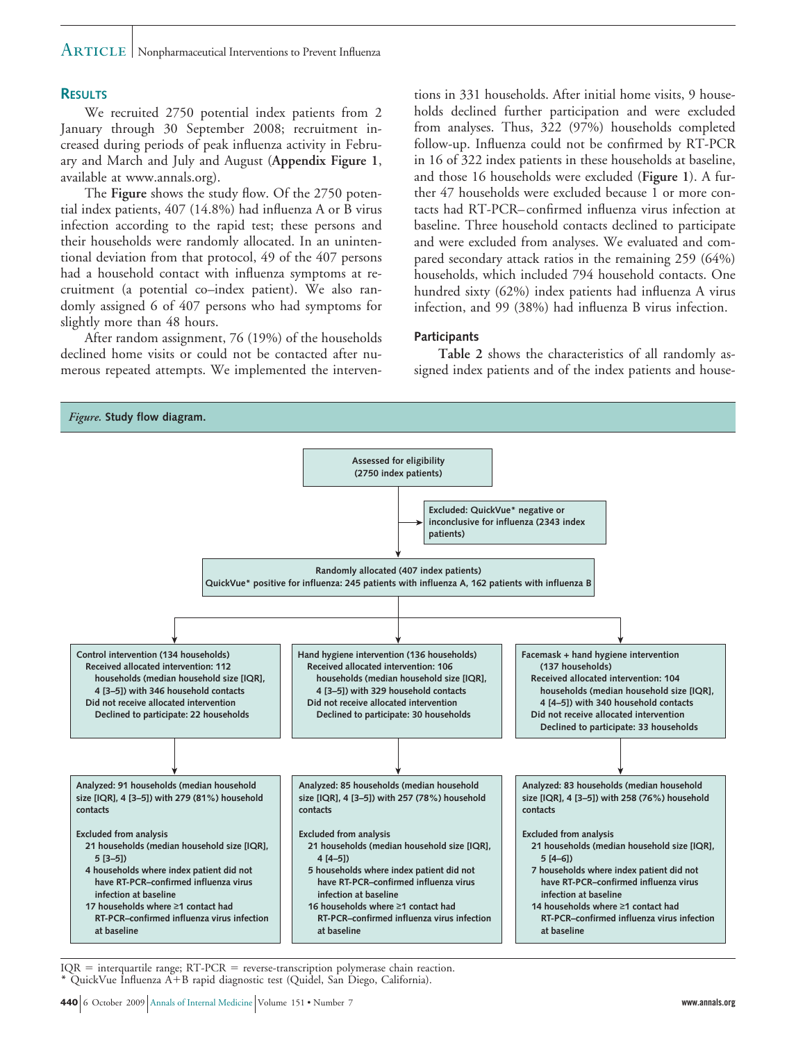## RESULTS

We recruited 2750 potential index patients from 2 January through 30 September 2008; recruitment increased during periods of peak influenza activity in February and March and July and August (**Appendix Figure 1**, available at www.annals.org).

The **Figure** shows the study flow. Of the 2750 potential index patients, 407 (14.8%) had influenza A or B virus infection according to the rapid test; these persons and their households were randomly allocated. In an unintentional deviation from that protocol, 49 of the 407 persons had a household contact with influenza symptoms at recruitment (a potential co–index patient). We also randomly assigned 6 of 407 persons who had symptoms for slightly more than 48 hours.

After random assignment, 76 (19%) of the households declined home visits or could not be contacted after numerous repeated attempts. We implemented the interventions in 331 households. After initial home visits, 9 households declined further participation and were excluded from analyses. Thus, 322 (97%) households completed follow-up. Influenza could not be confirmed by RT-PCR in 16 of 322 index patients in these households at baseline, and those 16 households were excluded (**Figure 1**). A further 47 households were excluded because 1 or more contacts had RT-PCR–confirmed influenza virus infection at baseline. Three household contacts declined to participate and were excluded from analyses. We evaluated and compared secondary attack ratios in the remaining 259 (64%) households, which included 794 household contacts. One hundred sixty (62%) index patients had influenza A virus infection, and 99 (38%) had influenza B virus infection.

### Participants

**Table 2** shows the characteristics of all randomly assigned index patients and of the index patients and house-

*Figure.* **Study flow diagram.**

**Assessed for eligibility (2750 index patients)**

→ Excluded: QuickVue* negative or inconclusive for influenza (2343 index patients)

**Randomly allocated (407 index patients)**
QuickVue* positive for influenza: 245 patients with influenza A, 162 patients with influenza B

**Control intervention (134 households)**
- Received allocated intervention: 112 households (median household size [IQR], 4 [3–5]) with 346 household contacts
- Did not receive allocated intervention
  - Declined to participate: 22 households

**Hand hygiene intervention (136 households)**
- Received allocated intervention: 106 households (median household size [IQR], 4 [3–5]) with 329 household contacts
- Did not receive allocated intervention
  - Declined to participate: 30 households

**Facemask + hand hygiene intervention (137 households)**
- Received allocated intervention: 104 households (median household size [IQR], 4 [4–5]) with 340 household contacts
- Did not receive allocated intervention
  - Declined to participate: 33 households

**Analyzed: 91 households (median household size [IQR], 4 [3–5]) with 279 (81%) household contacts**

Excluded from analysis
- 21 households (median household size [IQR], 5 [3–5])
  - 4 households where index patient did not have RT-PCR–confirmed influenza virus infection at baseline
  - 17 households where ≥1 contact had RT-PCR–confirmed influenza virus infection at baseline

**Analyzed: 85 households (median household size [IQR], 4 [3–5]) with 257 (78%) household contacts**

Excluded from analysis
- 21 households (median household size [IQR], 4 [4–5])
  - 5 households where index patient did not have RT-PCR–confirmed influenza virus infection at baseline
  - 16 households where ≥1 contact had RT-PCR–confirmed influenza virus infection at baseline

**Analyzed: 83 households (median household size [IQR], 4 [3–5]) with 258 (76%) household contacts**

Excluded from analysis
- 21 households (median household size [IQR], 5 [4–6])
  - 7 households where index patient did not have RT-PCR–confirmed influenza virus infection at baseline
  - 14 households where ≥1 contact had RT-PCR–confirmed influenza virus infection at baseline

IQR = interquartile range; RT-PCR = reverse-transcription polymerase chain reaction.
* QuickVue Influenza A+B rapid diagnostic test (Quidel, San Diego, California).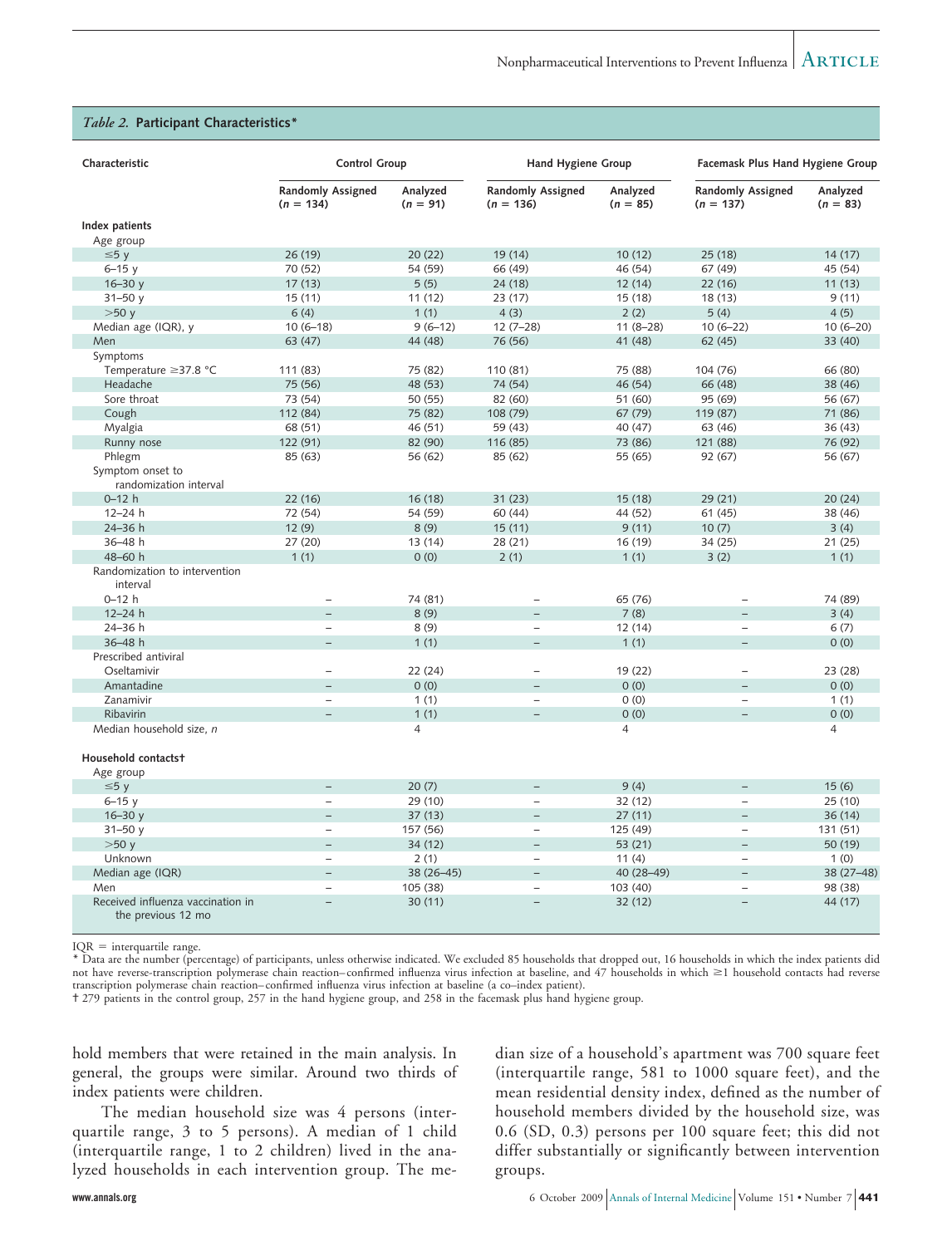*Table 2.* **Participant Characteristics***

| Characteristic | Control Group | | Hand Hygiene Group | | Facemask Plus Hand Hygiene Group | |
|---|---|---|---|---|---|---|
| | Randomly Assigned (n = 134) | Analyzed (n = 91) | Randomly Assigned (n = 136) | Analyzed (n = 85) | Randomly Assigned (n = 137) | Analyzed (n = 83) |
| **Index patients** | | | | | | |
| Age group | | | | | | |
| ≤5 y | 26 (19) | 20 (22) | 19 (14) | 10 (12) | 25 (18) | 14 (17) |
| 6–15 y | 70 (52) | 54 (59) | 66 (49) | 46 (54) | 67 (49) | 45 (54) |
| 16–30 y | 17 (13) | 5 (5) | 24 (18) | 12 (14) | 22 (16) | 11 (13) |
| 31–50 y | 15 (11) | 11 (12) | 23 (17) | 15 (18) | 18 (13) | 9 (11) |
| >50 y | 6 (4) | 1 (1) | 4 (3) | 2 (2) | 5 (4) | 4 (5) |
| Median age (IQR), y | 10 (6–18) | 9 (6–12) | 12 (7–28) | 11 (8–28) | 10 (6–22) | 10 (6–20) |
| Men | 63 (47) | 44 (48) | 76 (56) | 41 (48) | 62 (45) | 33 (40) |
| Symptoms | | | | | | |
| Temperature ≥37.8 °C | 111 (83) | 75 (82) | 110 (81) | 75 (88) | 104 (76) | 66 (80) |
| Headache | 75 (56) | 48 (53) | 74 (54) | 46 (54) | 66 (48) | 38 (46) |
| Sore throat | 73 (54) | 50 (55) | 82 (60) | 51 (60) | 95 (69) | 56 (67) |
| Cough | 112 (84) | 75 (82) | 108 (79) | 67 (79) | 119 (87) | 71 (86) |
| Myalgia | 68 (51) | 46 (51) | 59 (43) | 40 (47) | 63 (46) | 36 (43) |
| Runny nose | 122 (91) | 82 (90) | 116 (85) | 73 (86) | 121 (88) | 76 (92) |
| Phlegm | 85 (63) | 56 (62) | 85 (62) | 55 (65) | 92 (67) | 56 (67) |
| Symptom onset to randomization interval | | | | | | |
| 0–12 h | 22 (16) | 16 (18) | 31 (23) | 15 (18) | 29 (21) | 20 (24) |
| 12–24 h | 72 (54) | 54 (59) | 60 (44) | 44 (52) | 61 (45) | 38 (46) |
| 24–36 h | 12 (9) | 8 (9) | 15 (11) | 9 (11) | 10 (7) | 3 (4) |
| 36–48 h | 27 (20) | 13 (14) | 28 (21) | 16 (19) | 34 (25) | 21 (25) |
| 48–60 h | 1 (1) | 0 (0) | 2 (1) | 1 (1) | 3 (2) | 1 (1) |
| Randomization to intervention interval | | | | | | |
| 0–12 h | – | 74 (81) | – | 65 (76) | – | 74 (89) |
| 12–24 h | – | 8 (9) | – | 7 (8) | – | 3 (4) |
| 24–36 h | – | 8 (9) | – | 12 (14) | – | 6 (7) |
| 36–48 h | – | 1 (1) | – | 1 (1) | – | 0 (0) |
| Prescribed antiviral | | | | | | |
| Oseltamivir | – | 22 (24) | – | 19 (22) | – | 23 (28) |
| Amantadine | – | 0 (0) | – | 0 (0) | – | 0 (0) |
| Zanamivir | – | 1 (1) | – | 0 (0) | – | 1 (1) |
| Ribavirin | – | 1 (1) | – | 0 (0) | – | 0 (0) |
| Median household size, n | | 4 | | 4 | | 4 |
| **Household contacts†** | | | | | | |
| Age group | | | | | | |
| ≤5 y | – | 20 (7) | – | 9 (4) | – | 15 (6) |
| 6–15 y | – | 29 (10) | – | 32 (12) | – | 25 (10) |
| 16–30 y | – | 37 (13) | – | 27 (11) | – | 36 (14) |
| 31–50 y | – | 157 (56) | – | 125 (49) | – | 131 (51) |
| >50 y | – | 34 (12) | – | 53 (21) | – | 50 (19) |
| Unknown | – | 2 (1) | – | 11 (4) | – | 1 (0) |
| Median age (IQR) | – | 38 (26–45) | – | 40 (28–49) | – | 38 (27–48) |
| Men | – | 105 (38) | – | 103 (40) | – | 98 (38) |
| Received influenza vaccination in the previous 12 mo | – | 30 (11) | – | 32 (12) | – | 44 (17) |

IQR = interquartile range.
* Data are the number (percentage) of participants, unless otherwise indicated. We excluded 85 households that dropped out, 16 households in which the index patients did not have reverse-transcription polymerase chain reaction–confirmed influenza virus infection at baseline, and 47 households in which ≥1 household contacts had reverse transcription polymerase chain reaction–confirmed influenza virus infection at baseline (a co–index patient).
† 279 patients in the control group, 257 in the hand hygiene group, and 258 in the facemask plus hand hygiene group.

hold members that were retained in the main analysis. In general, the groups were similar. Around two thirds of index patients were children.

The median household size was 4 persons (interquartile range, 3 to 5 persons). A median of 1 child (interquartile range, 1 to 2 children) lived in the analyzed households in each intervention group. The median size of a household's apartment was 700 square feet (interquartile range, 581 to 1000 square feet), and the mean residential density index, defined as the number of household members divided by the household size, was 0.6 (SD, 0.3) persons per 100 square feet; this did not differ substantially or significantly between intervention groups.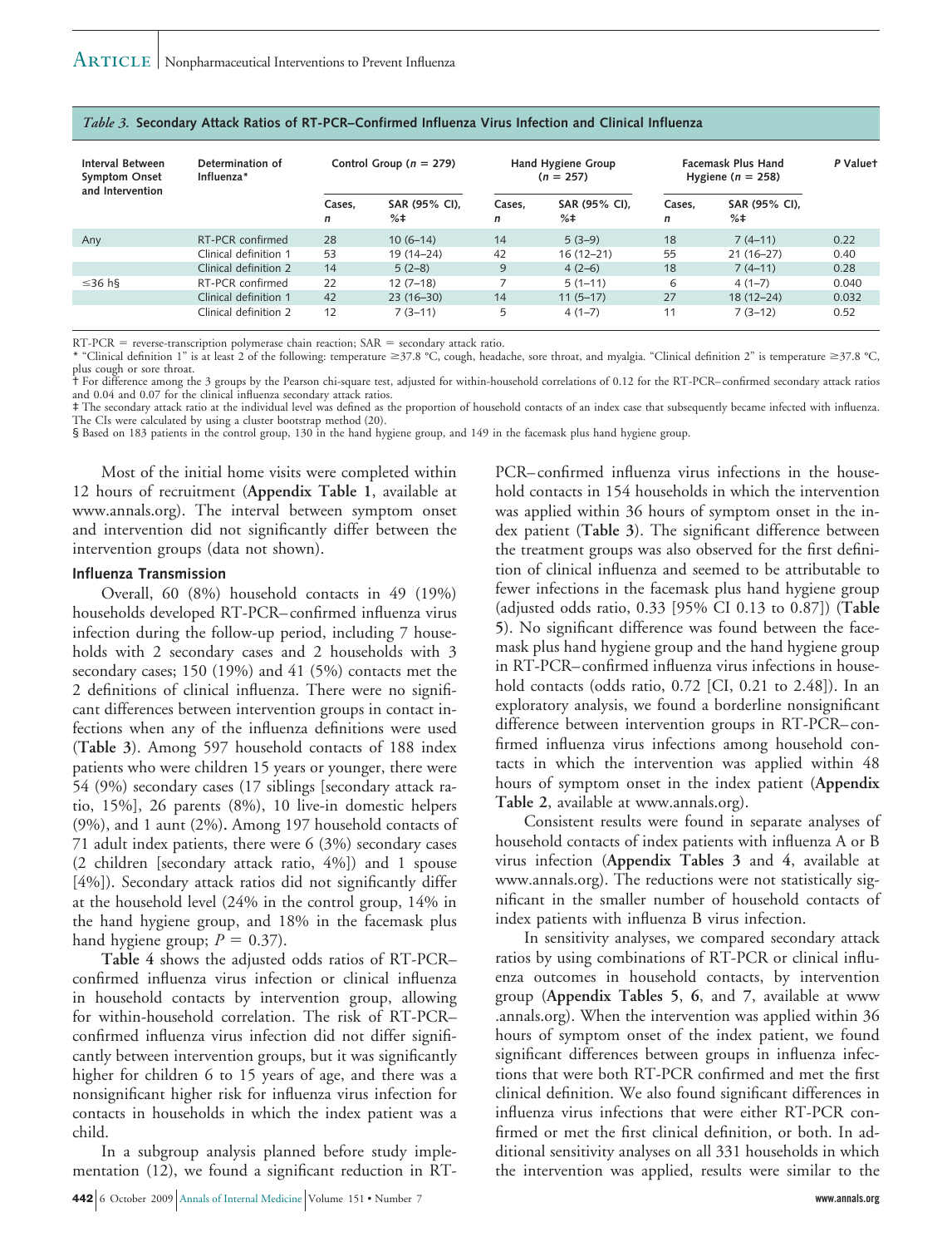*Table 3.* **Secondary Attack Ratios of RT-PCR–Confirmed Influenza Virus Infection and Clinical Influenza**

| Interval Between Symptom Onset and Intervention | Determination of Influenza* | Control Group ($n$ = 279) | | Hand Hygiene Group ($n$ = 257) | | Facemask Plus Hand Hygiene ($n$ = 258) | | P Value† |
|---|---|---|---|---|---|---|---|---|
| | | Cases, *n* | SAR (95% CI), %‡ | Cases, *n* | SAR (95% CI), %‡ | Cases, *n* | SAR (95% CI), %‡ | |
| Any | RT-PCR confirmed | 28 | 10 (6–14) | 14 | 5 (3–9) | 18 | 7 (4–11) | 0.22 |
| | Clinical definition 1 | 53 | 19 (14–24) | 42 | 16 (12–21) | 55 | 21 (16–27) | 0.40 |
| | Clinical definition 2 | 14 | 5 (2–8) | 9 | 4 (2–6) | 18 | 7 (4–11) | 0.28 |
| ≤36 h§ | RT-PCR confirmed | 22 | 12 (7–18) | 7 | 5 (1–11) | 6 | 4 (1–7) | 0.040 |
| | Clinical definition 1 | 42 | 23 (16–30) | 14 | 11 (5–17) | 27 | 18 (12–24) | 0.032 |
| | Clinical definition 2 | 12 | 7 (3–11) | 5 | 4 (1–7) | 11 | 7 (3–12) | 0.52 |

RT-PCR = reverse-transcription polymerase chain reaction; SAR = secondary attack ratio.
* "Clinical definition 1" is at least 2 of the following: temperature ≥37.8 °C, cough, headache, sore throat, and myalgia. "Clinical definition 2" is temperature ≥37.8 °C, plus cough or sore throat.
† For difference among the 3 groups by the Pearson chi-square test, adjusted for within-household correlations of 0.12 for the RT-PCR–confirmed secondary attack ratios and 0.04 and 0.07 for the clinical influenza secondary attack ratios.
‡ The secondary attack ratio at the individual level was defined as the proportion of household contacts of an index case that subsequently became infected with influenza. The CIs were calculated by using a cluster bootstrap method (20).
§ Based on 183 patients in the control group, 130 in the hand hygiene group, and 149 in the facemask plus hand hygiene group.

Most of the initial home visits were completed within 12 hours of recruitment (**Appendix Table 1**, available at www.annals.org). The interval between symptom onset and intervention did not significantly differ between the intervention groups (data not shown).

### Influenza Transmission

Overall, 60 (8%) household contacts in 49 (19%) households developed RT-PCR–confirmed influenza virus infection during the follow-up period, including 7 households with 2 secondary cases and 2 households with 3 secondary cases; 150 (19%) and 41 (5%) contacts met the 2 definitions of clinical influenza. There were no significant differences between intervention groups in contact infections when any of the influenza definitions were used (**Table 3**). Among 597 household contacts of 188 index patients who were children 15 years or younger, there were 54 (9%) secondary cases (17 siblings [secondary attack ratio, 15%], 26 parents (8%), 10 live-in domestic helpers (9%), and 1 aunt (2%)**.** Among 197 household contacts of 71 adult index patients, there were 6 (3%) secondary cases (2 children [secondary attack ratio, 4%]) and 1 spouse [4%]). Secondary attack ratios did not significantly differ at the household level (24% in the control group, 14% in the hand hygiene group, and 18% in the facemask plus hand hygiene group; $P$ = 0.37).

**Table 4** shows the adjusted odds ratios of RT-PCR–confirmed influenza virus infection or clinical influenza in household contacts by intervention group, allowing for within-household correlation. The risk of RT-PCR–confirmed influenza virus infection did not differ significantly between intervention groups, but it was significantly higher for children 6 to 15 years of age, and there was a nonsignificant higher risk for influenza virus infection for contacts in households in which the index patient was a child.

In a subgroup analysis planned before study implementation (12), we found a significant reduction in RT-PCR–confirmed influenza virus infections in the household contacts in 154 households in which the intervention was applied within 36 hours of symptom onset in the index patient (**Table 3**). The significant difference between the treatment groups was also observed for the first definition of clinical influenza and seemed to be attributable to fewer infections in the facemask plus hand hygiene group (adjusted odds ratio, 0.33 [95% CI 0.13 to 0.87]) (**Table 5**). No significant difference was found between the facemask plus hand hygiene group and the hand hygiene group in RT-PCR–confirmed influenza virus infections in household contacts (odds ratio, 0.72 [CI, 0.21 to 2.48]). In an exploratory analysis, we found a borderline nonsignificant difference between intervention groups in RT-PCR–confirmed influenza virus infections among household contacts in which the intervention was applied within 48 hours of symptom onset in the index patient (**Appendix Table 2**, available at www.annals.org).

Consistent results were found in separate analyses of household contacts of index patients with influenza A or B virus infection (**Appendix Tables 3** and **4**, available at www.annals.org). The reductions were not statistically significant in the smaller number of household contacts of index patients with influenza B virus infection.

In sensitivity analyses, we compared secondary attack ratios by using combinations of RT-PCR or clinical influenza outcomes in household contacts, by intervention group (**Appendix Tables 5**, **6**, and **7**, available at www.annals.org). When the intervention was applied within 36 hours of symptom onset of the index patient, we found significant differences between groups in influenza infections that were both RT-PCR confirmed and met the first clinical definition. We also found significant differences in influenza virus infections that were either RT-PCR confirmed or met the first clinical definition, or both. In additional sensitivity analyses on all 331 households in which the intervention was applied, results were similar to the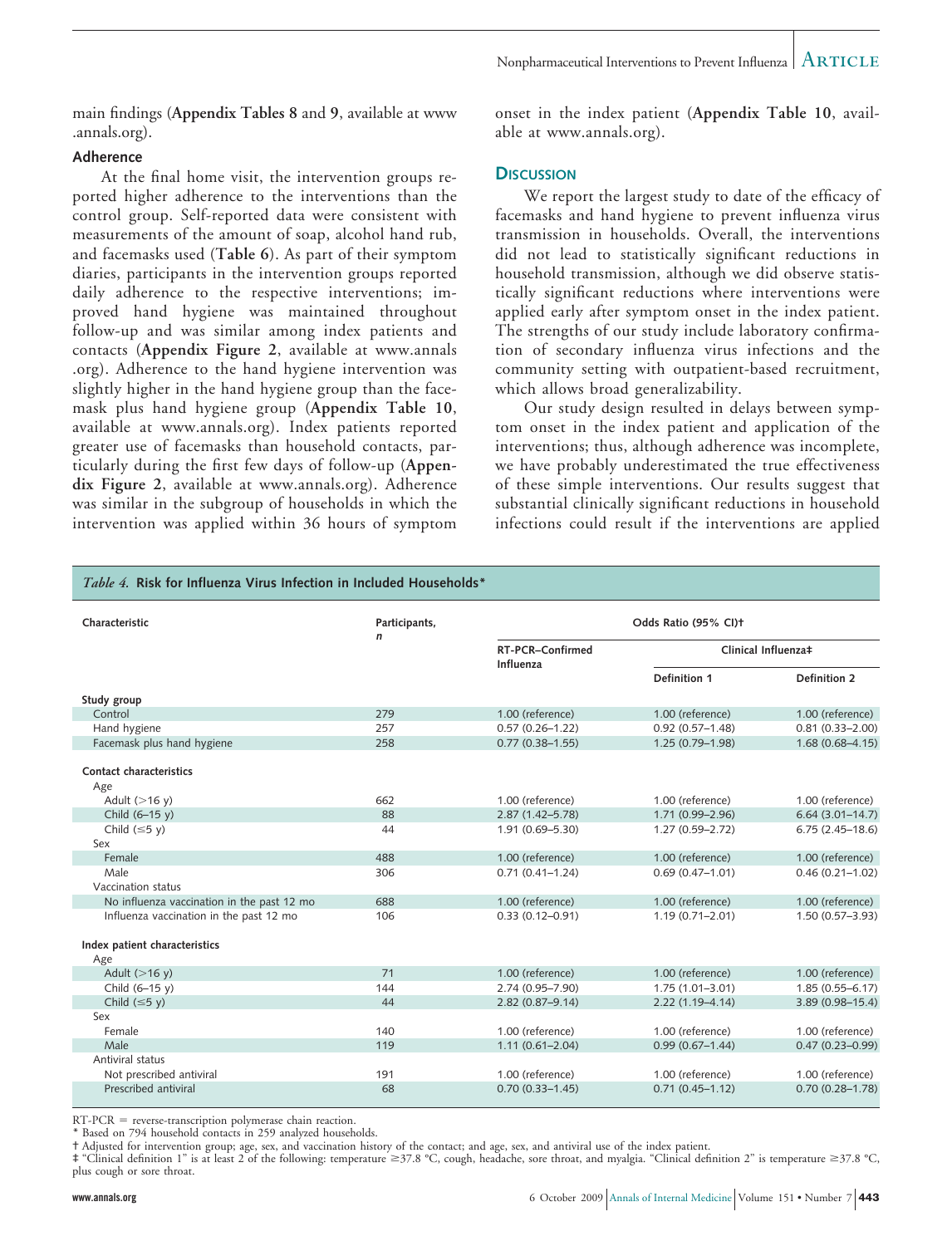main findings (**Appendix Tables 8** and **9**, available at www.annals.org).

### Adherence

At the final home visit, the intervention groups reported higher adherence to the interventions than the control group. Self-reported data were consistent with measurements of the amount of soap, alcohol hand rub, and facemasks used (**Table 6**). As part of their symptom diaries, participants in the intervention groups reported daily adherence to the respective interventions; improved hand hygiene was maintained throughout follow-up and was similar among index patients and contacts (**Appendix Figure 2**, available at www.annals.org). Adherence to the hand hygiene intervention was slightly higher in the hand hygiene group than the facemask plus hand hygiene group (**Appendix Table 10**, available at www.annals.org). Index patients reported greater use of facemasks than household contacts, particularly during the first few days of follow-up (**Appendix Figure 2**, available at www.annals.org). Adherence was similar in the subgroup of households in which the intervention was applied within 36 hours of symptom onset in the index patient (**Appendix Table 10**, available at www.annals.org).

## Discussion

We report the largest study to date of the efficacy of facemasks and hand hygiene to prevent influenza virus transmission in households. Overall, the interventions did not lead to statistically significant reductions in household transmission, although we did observe statistically significant reductions where interventions were applied early after symptom onset in the index patient. The strengths of our study include laboratory confirmation of secondary influenza virus infections and the community setting with outpatient-based recruitment, which allows broad generalizability.

Our study design resulted in delays between symptom onset in the index patient and application of the interventions; thus, although adherence was incomplete, we have probably underestimated the true effectiveness of these simple interventions. Our results suggest that substantial clinically significant reductions in household infections could result if the interventions are applied

*Table 4.* **Risk for Influenza Virus Infection in Included Households***

| Characteristic | Participants, n | Odds Ratio (95% CI)† | | |
|---|---|---|---|---|
| | | RT-PCR–Confirmed Influenza | Clinical Influenza‡ | |
| | | | Definition 1 | Definition 2 |
| **Study group** | | | | |
| Control | 279 | 1.00 (reference) | 1.00 (reference) | 1.00 (reference) |
| Hand hygiene | 257 | 0.57 (0.26–1.22) | 0.92 (0.57–1.48) | 0.81 (0.33–2.00) |
| Facemask plus hand hygiene | 258 | 0.77 (0.38–1.55) | 1.25 (0.79–1.98) | 1.68 (0.68–4.15) |
| **Contact characteristics** | | | | |
| Age | | | | |
| Adult (>16 y) | 662 | 1.00 (reference) | 1.00 (reference) | 1.00 (reference) |
| Child (6–15 y) | 88 | 2.87 (1.42–5.78) | 1.71 (0.99–2.96) | 6.64 (3.01–14.7) |
| Child (≤5 y) | 44 | 1.91 (0.69–5.30) | 1.27 (0.59–2.72) | 6.75 (2.45–18.6) |
| Sex | | | | |
| Female | 488 | 1.00 (reference) | 1.00 (reference) | 1.00 (reference) |
| Male | 306 | 0.71 (0.41–1.24) | 0.69 (0.47–1.01) | 0.46 (0.21–1.02) |
| Vaccination status | | | | |
| No influenza vaccination in the past 12 mo | 688 | 1.00 (reference) | 1.00 (reference) | 1.00 (reference) |
| Influenza vaccination in the past 12 mo | 106 | 0.33 (0.12–0.91) | 1.19 (0.71–2.01) | 1.50 (0.57–3.93) |
| **Index patient characteristics** | | | | |
| Age | | | | |
| Adult (>16 y) | 71 | 1.00 (reference) | 1.00 (reference) | 1.00 (reference) |
| Child (6–15 y) | 144 | 2.74 (0.95–7.90) | 1.75 (1.01–3.01) | 1.85 (0.55–6.17) |
| Child (≤5 y) | 44 | 2.82 (0.87–9.14) | 2.22 (1.19–4.14) | 3.89 (0.98–15.4) |
| Sex | | | | |
| Female | 140 | 1.00 (reference) | 1.00 (reference) | 1.00 (reference) |
| Male | 119 | 1.11 (0.61–2.04) | 0.99 (0.67–1.44) | 0.47 (0.23–0.99) |
| Antiviral status | | | | |
| Not prescribed antiviral | 191 | 1.00 (reference) | 1.00 (reference) | 1.00 (reference) |
| Prescribed antiviral | 68 | 0.70 (0.33–1.45) | 0.71 (0.45–1.12) | 0.70 (0.28–1.78) |

RT-PCR = reverse-transcription polymerase chain reaction.
\* Based on 794 household contacts in 259 analyzed households.
† Adjusted for intervention group; age, sex, and vaccination history of the contact; and age, sex, and antiviral use of the index patient.
‡ "Clinical definition 1" is at least 2 of the following: temperature ≥37.8 °C, cough, headache, sore throat, and myalgia. "Clinical definition 2" is temperature ≥37.8 °C, plus cough or sore throat.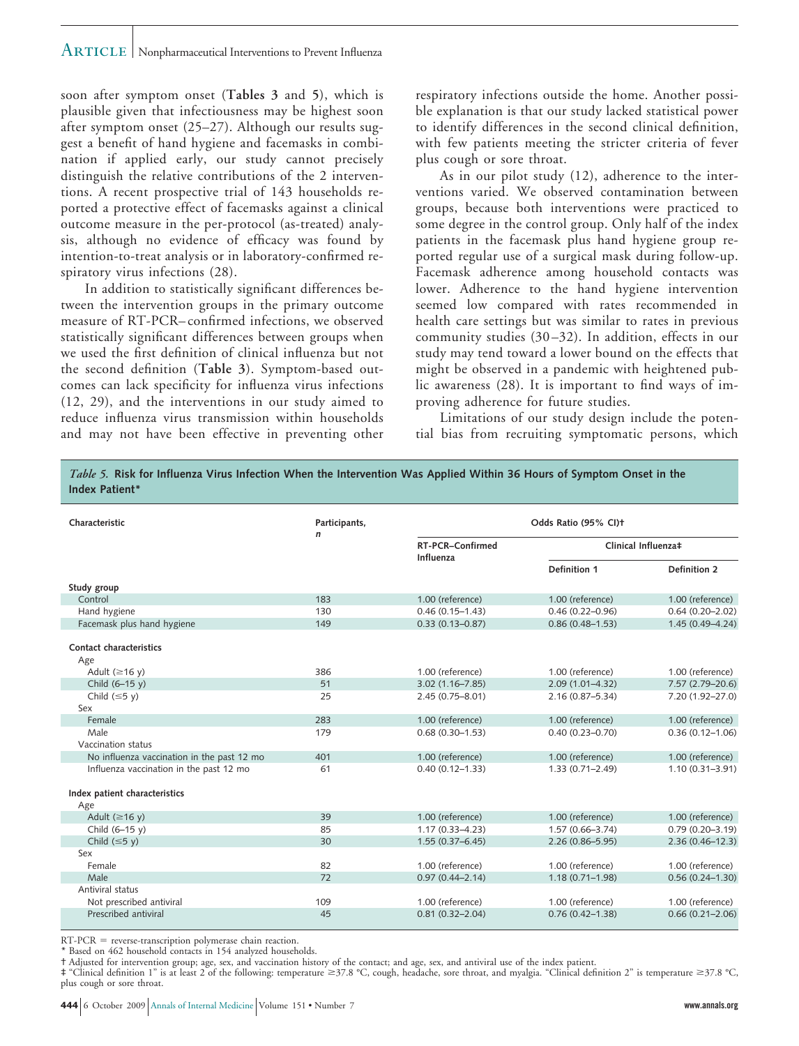soon after symptom onset (**Tables 3** and **5**), which is plausible given that infectiousness may be highest soon after symptom onset (25–27). Although our results suggest a benefit of hand hygiene and facemasks in combination if applied early, our study cannot precisely distinguish the relative contributions of the 2 interventions. A recent prospective trial of 143 households reported a protective effect of facemasks against a clinical outcome measure in the per-protocol (as-treated) analysis, although no evidence of efficacy was found by intention-to-treat analysis or in laboratory-confirmed respiratory virus infections (28).

In addition to statistically significant differences between the intervention groups in the primary outcome measure of RT-PCR–confirmed infections, we observed statistically significant differences between groups when we used the first definition of clinical influenza but not the second definition (**Table 3**). Symptom-based outcomes can lack specificity for influenza virus infections (12, 29), and the interventions in our study aimed to reduce influenza virus transmission within households and may not have been effective in preventing other respiratory infections outside the home. Another possible explanation is that our study lacked statistical power to identify differences in the second clinical definition, with few patients meeting the stricter criteria of fever plus cough or sore throat.

As in our pilot study (12), adherence to the interventions varied. We observed contamination between groups, because both interventions were practiced to some degree in the control group. Only half of the index patients in the facemask plus hand hygiene group reported regular use of a surgical mask during follow-up. Facemask adherence among household contacts was lower. Adherence to the hand hygiene intervention seemed low compared with rates recommended in health care settings but was similar to rates in previous community studies (30–32). In addition, effects in our study may tend toward a lower bound on the effects that might be observed in a pandemic with heightened public awareness (28). It is important to find ways of improving adherence for future studies.

Limitations of our study design include the potential bias from recruiting symptomatic persons, which

*Table 5.* **Risk for Influenza Virus Infection When the Intervention Was Applied Within 36 Hours of Symptom Onset in the Index Patient***

| Characteristic | Participants, *n* | Odds Ratio (95% CI)† | | |
|---|---|---|---|---|
| | | RT-PCR–Confirmed Influenza | Clinical Influenza‡ | |
| | | | Definition 1 | Definition 2 |
| **Study group** | | | | |
| Control | 183 | 1.00 (reference) | 1.00 (reference) | 1.00 (reference) |
| Hand hygiene | 130 | 0.46 (0.15–1.43) | 0.46 (0.22–0.96) | 0.64 (0.20–2.02) |
| Facemask plus hand hygiene | 149 | 0.33 (0.13–0.87) | 0.86 (0.48–1.53) | 1.45 (0.49–4.24) |
| **Contact characteristics** | | | | |
| Age | | | | |
| Adult (≥16 y) | 386 | 1.00 (reference) | 1.00 (reference) | 1.00 (reference) |
| Child (6–15 y) | 51 | 3.02 (1.16–7.85) | 2.09 (1.01–4.32) | 7.57 (2.79–20.6) |
| Child (≤5 y) | 25 | 2.45 (0.75–8.01) | 2.16 (0.87–5.34) | 7.20 (1.92–27.0) |
| Sex | | | | |
| Female | 283 | 1.00 (reference) | 1.00 (reference) | 1.00 (reference) |
| Male | 179 | 0.68 (0.30–1.53) | 0.40 (0.23–0.70) | 0.36 (0.12–1.06) |
| Vaccination status | | | | |
| No influenza vaccination in the past 12 mo | 401 | 1.00 (reference) | 1.00 (reference) | 1.00 (reference) |
| Influenza vaccination in the past 12 mo | 61 | 0.40 (0.12–1.33) | 1.33 (0.71–2.49) | 1.10 (0.31–3.91) |
| **Index patient characteristics** | | | | |
| Age | | | | |
| Adult (≥16 y) | 39 | 1.00 (reference) | 1.00 (reference) | 1.00 (reference) |
| Child (6–15 y) | 85 | 1.17 (0.33–4.23) | 1.57 (0.66–3.74) | 0.79 (0.20–3.19) |
| Child (≤5 y) | 30 | 1.55 (0.37–6.45) | 2.26 (0.86–5.95) | 2.36 (0.46–12.3) |
| Sex | | | | |
| Female | 82 | 1.00 (reference) | 1.00 (reference) | 1.00 (reference) |
| Male | 72 | 0.97 (0.44–2.14) | 1.18 (0.71–1.98) | 0.56 (0.24–1.30) |
| Antiviral status | | | | |
| Not prescribed antiviral | 109 | 1.00 (reference) | 1.00 (reference) | 1.00 (reference) |
| Prescribed antiviral | 45 | 0.81 (0.32–2.04) | 0.76 (0.42–1.38) | 0.66 (0.21–2.06) |

RT-PCR = reverse-transcription polymerase chain reaction.
* Based on 462 household contacts in 154 analyzed households.
† Adjusted for intervention group; age, sex, and vaccination history of the contact; and age, sex, and antiviral use of the index patient.
‡ "Clinical definition 1" is at least 2 of the following: temperature ≥37.8 °C, cough, headache, sore throat, and myalgia. "Clinical definition 2" is temperature ≥37.8 °C, plus cough or sore throat.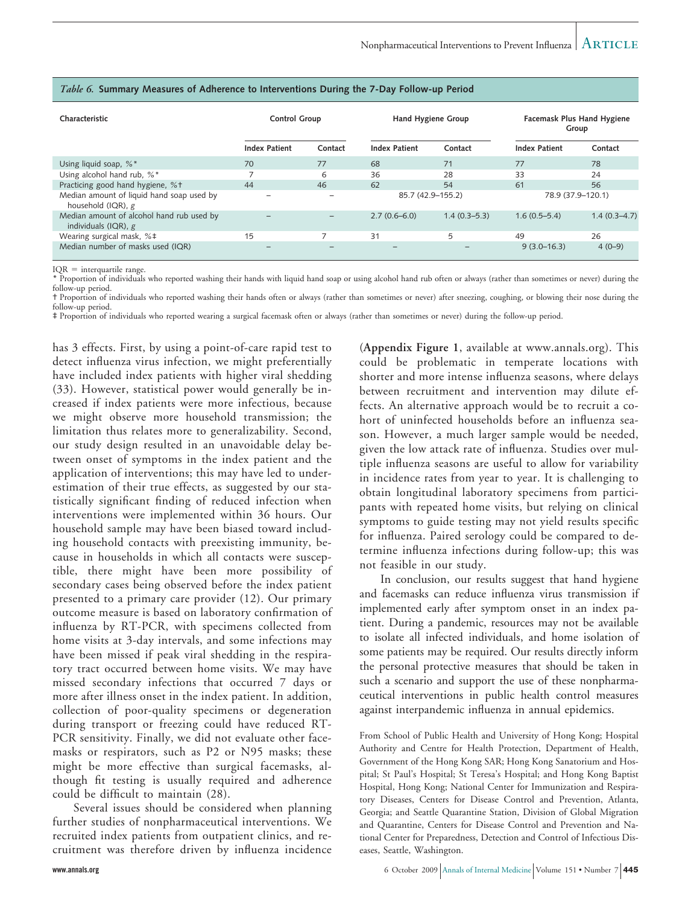*Table 6.* **Summary Measures of Adherence to Interventions During the 7-Day Follow-up Period**

| Characteristic | Control Group | | Hand Hygiene Group | | Facemask Plus Hand Hygiene Group | |
|---|---|---|---|---|---|---|
| | Index Patient | Contact | Index Patient | Contact | Index Patient | Contact |
| Using liquid soap, %* | 70 | 77 | 68 | 71 | 77 | 78 |
| Using alcohol hand rub, %* | 7 | 6 | 36 | 28 | 33 | 24 |
| Practicing good hand hygiene, %† | 44 | 46 | 62 | 54 | 61 | 56 |
| Median amount of liquid hand soap used by household (IQR), g | – | – | 85.7 (42.9–155.2) | | 78.9 (37.9–120.1) | |
| Median amount of alcohol hand rub used by individuals (IQR), g | – | – | 2.7 (0.6–6.0) | 1.4 (0.3–5.3) | 1.6 (0.5–5.4) | 1.4 (0.3–4.7) |
| Wearing surgical mask, %‡ | 15 | 7 | 31 | 5 | 49 | 26 |
| Median number of masks used (IQR) | – | – | – | – | 9 (3.0–16.3) | 4 (0–9) |

IQR = interquartile range.
* Proportion of individuals who reported washing their hands with liquid hand soap or using alcohol hand rub often or always (rather than sometimes or never) during the follow-up period.
† Proportion of individuals who reported washing their hands often or always (rather than sometimes or never) after sneezing, coughing, or blowing their nose during the follow-up period.
‡ Proportion of individuals who reported wearing a surgical facemask often or always (rather than sometimes or never) during the follow-up period.

has 3 effects. First, by using a point-of-care rapid test to detect influenza virus infection, we might preferentially have included index patients with higher viral shedding (33). However, statistical power would generally be increased if index patients were more infectious, because we might observe more household transmission; the limitation thus relates more to generalizability. Second, our study design resulted in an unavoidable delay between onset of symptoms in the index patient and the application of interventions; this may have led to underestimation of their true effects, as suggested by our statistically significant finding of reduced infection when interventions were implemented within 36 hours. Our household sample may have been biased toward including household contacts with preexisting immunity, because in households in which all contacts were susceptible, there might have been more possibility of secondary cases being observed before the index patient presented to a primary care provider (12). Our primary outcome measure is based on laboratory confirmation of influenza by RT-PCR, with specimens collected from home visits at 3-day intervals, and some infections may have been missed if peak viral shedding in the respiratory tract occurred between home visits. We may have missed secondary infections that occurred 7 days or more after illness onset in the index patient. In addition, collection of poor-quality specimens or degeneration during transport or freezing could have reduced RT-PCR sensitivity. Finally, we did not evaluate other facemasks or respirators, such as P2 or N95 masks; these might be more effective than surgical facemasks, although fit testing is usually required and adherence could be difficult to maintain (28).

Several issues should be considered when planning further studies of nonpharmaceutical interventions. We recruited index patients from outpatient clinics, and recruitment was therefore driven by influenza incidence (**Appendix Figure 1**, available at www.annals.org). This could be problematic in temperate locations with shorter and more intense influenza seasons, where delays between recruitment and intervention may dilute effects. An alternative approach would be to recruit a cohort of uninfected households before an influenza season. However, a much larger sample would be needed, given the low attack rate of influenza. Studies over multiple influenza seasons are useful to allow for variability in incidence rates from year to year. It is challenging to obtain longitudinal laboratory specimens from participants with repeated home visits, but relying on clinical symptoms to guide testing may not yield results specific for influenza. Paired serology could be compared to determine influenza infections during follow-up; this was not feasible in our study.

In conclusion, our results suggest that hand hygiene and facemasks can reduce influenza virus transmission if implemented early after symptom onset in an index patient. During a pandemic, resources may not be available to isolate all infected individuals, and home isolation of some patients may be required. Our results directly inform the personal protective measures that should be taken in such a scenario and support the use of these nonpharmaceutical interventions in public health control measures against interpandemic influenza in annual epidemics.

From School of Public Health and University of Hong Kong; Hospital Authority and Centre for Health Protection, Department of Health, Government of the Hong Kong SAR; Hong Kong Sanatorium and Hospital; St Paul's Hospital; St Teresa's Hospital; and Hong Kong Baptist Hospital, Hong Kong; National Center for Immunization and Respiratory Diseases, Centers for Disease Control and Prevention, Atlanta, Georgia; and Seattle Quarantine Station, Division of Global Migration and Quarantine, Centers for Disease Control and Prevention and National Center for Preparedness, Detection and Control of Infectious Diseases, Seattle, Washington.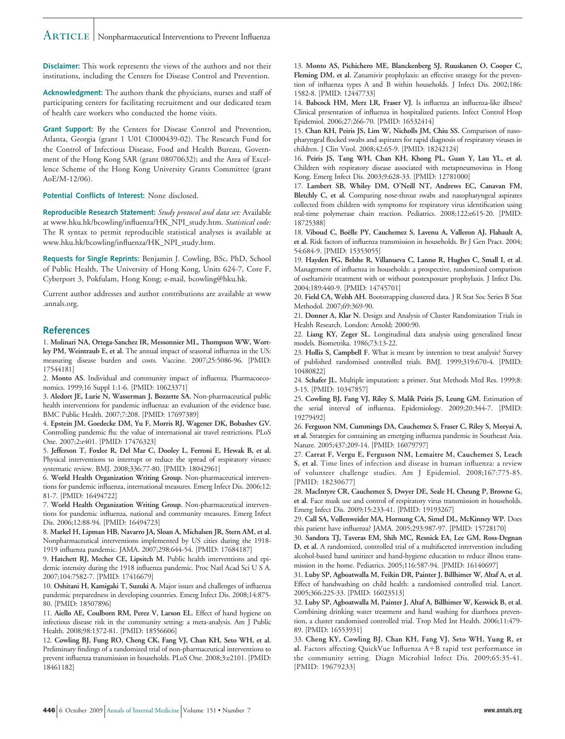**Disclaimer:** This work represents the views of the authors and not their institutions, including the Centers for Disease Control and Prevention.

**Acknowledgment:** The authors thank the physicians, nurses and staff of participating centers for facilitating recruitment and our dedicated team of health care workers who conducted the home visits.

**Grant Support:** By the Centers for Disease Control and Prevention, Atlanta, Georgia (grant 1 U01 CI000439-02). The Research Fund for the Control of Infectious Disease, Food and Health Bureau, Government of the Hong Kong SAR (grant 08070632); and the Area of Excellence Scheme of the Hong Kong University Grants Committee (grant AoE/M-12/06).

**Potential Conflicts of Interest:** None disclosed.

**Reproducible Research Statement:** *Study protocol and data set:* Available at www.hku.hk/bcowling/influenza/HK_NPI_study.htm. *Statistical code:* The R syntax to permit reproducible statistical analyses is available at www.hku.hk/bcowling/influenza/HK_NPI_study.htm.

**Requests for Single Reprints:** Benjamin J. Cowling, BSc, PhD, School of Public Health, The University of Hong Kong, Units 624-7, Core F, Cyberport 3, Pokfulam, Hong Kong; e-mail, bcowling@hku.hk.

Current author addresses and author contributions are available at www.annals.org.

## References

1. **Molinari NA, Ortega-Sanchez IR, Messonnier ML, Thompson WW, Wortley PM, Weintraub E, et al.** The annual impact of seasonal influenza in the US: measuring disease burden and costs. Vaccine. 2007;25:5086-96. [PMID: 17544181]
2. **Monto AS.** Individual and community impact of influenza. Pharmacoeconomics. 1999;16 Suppl 1:1-6. [PMID: 10623371]
3. **Aledort JE, Lurie N, Wasserman J, Bozzette SA.** Non-pharmaceutical public health interventions for pandemic influenza: an evaluation of the evidence base. BMC Public Health. 2007;7:208. [PMID: 17697389]
4. **Epstein JM, Goedecke DM, Yu F, Morris RJ, Wagener DK, Bobashev GV.** Controlling pandemic flu: the value of international air travel restrictions. PLoS One. 2007;2:e401. [PMID: 17476323]
5. **Jefferson T, Foxlee R, Del Mar C, Dooley L, Ferroni E, Hewak B, et al.** Physical interventions to interrupt or reduce the spread of respiratory viruses: systematic review. BMJ. 2008;336:77-80. [PMID: 18042961]
6. **World Health Organization Writing Group.** Non-pharmaceutical interventions for pandemic influenza, international measures. Emerg Infect Dis. 2006;12:81-7. [PMID: 16494722]
7. **World Health Organization Writing Group.** Non-pharmaceutical interventions for pandemic influenza, national and community measures. Emerg Infect Dis. 2006;12:88-94. [PMID: 16494723]
8. **Markel H, Lipman HB, Navarro JA, Sloan A, Michalsen JR, Stern AM, et al.** Nonpharmaceutical interventions implemented by US cities during the 1918-1919 influenza pandemic. JAMA. 2007;298:644-54. [PMID: 17684187]
9. **Hatchett RJ, Mecher CE, Lipsitch M.** Public health interventions and epidemic intensity during the 1918 influenza pandemic. Proc Natl Acad Sci U S A. 2007;104:7582-7. [PMID: 17416679]
10. **Oshitani H, Kamigaki T, Suzuki A.** Major issues and challenges of influenza pandemic preparedness in developing countries. Emerg Infect Dis. 2008;14:875-80. [PMID: 18507896]
11. **Aiello AE, Coulborn RM, Perez V, Larson EL.** Effect of hand hygiene on infectious disease risk in the community setting: a meta-analysis. Am J Public Health. 2008;98:1372-81. [PMID: 18556606]
12. **Cowling BJ, Fung RO, Cheng CK, Fang VJ, Chan KH, Seto WH, et al.** Preliminary findings of a randomized trial of non-pharmaceutical interventions to prevent influenza transmission in households. PLoS One. 2008;3:e2101. [PMID: 18461182]
13. **Monto AS, Pichichero ME, Blanckenberg SJ, Ruuskanen O, Cooper C, Fleming DM, et al.** Zanamivir prophylaxis: an effective strategy for the prevention of influenza types A and B within households. J Infect Dis. 2002;186:1582-8. [PMID: 12447733]
14. **Babcock HM, Merz LR, Fraser VJ.** Is influenza an influenza-like illness? Clinical presentation of influenza in hospitalized patients. Infect Control Hosp Epidemiol. 2006;27:266-70. [PMID: 16532414]
15. **Chan KH, Peiris JS, Lim W, Nicholls JM, Chiu SS.** Comparison of nasopharyngeal flocked swabs and aspirates for rapid diagnosis of respiratory viruses in children. J Clin Virol. 2008;42:65-9. [PMID: 18242124]
16. **Peiris JS, Tang WH, Chan KH, Khong PL, Guan Y, Lau YL, et al.** Children with respiratory disease associated with metapneumovirus in Hong Kong. Emerg Infect Dis. 2003;9:628-33. [PMID: 12781000]
17. **Lambert SB, Whiley DM, O'Neill NT, Andrews EC, Canavan FM, Bletchly C, et al.** Comparing nose-throat swabs and nasopharyngeal aspirates collected from children with symptoms for respiratory virus identification using real-time polymerase chain reaction. Pediatrics. 2008;122:e615-20. [PMID: 18725388]
18. **Viboud C, Boëlle PY, Cauchemez S, Lavenu A, Valleron AJ, Flahault A, et al.** Risk factors of influenza transmission in households. Br J Gen Pract. 2004;54:684-9. [PMID: 15353055]
19. **Hayden FG, Belshe R, Villanueva C, Lanno R, Hughes C, Small I, et al.** Management of influenza in households: a prospective, randomized comparison of oseltamivir treatment with or without postexposure prophylaxis. J Infect Dis. 2004;189:440-9. [PMID: 14745701]
20. **Field CA, Welsh AH.** Bootstrapping clustered data. J R Stat Soc Series B Stat Methodol. 2007;69:369-90.
21. **Donner A, Klar N.** Design and Analysis of Cluster Randomization Trials in Health Research. London: Arnold; 2000:90.
22. **Liang KY, Zeger SL.** Longitudinal data analysis using generalized linear models. Biometrika. 1986;73:13-22.
23. **Hollis S, Campbell F.** What is meant by intention to treat analysis? Survey of published randomised controlled trials. BMJ. 1999;319:670-4. [PMID: 10480822]
24. **Schafer JL.** Multiple imputation: a primer. Stat Methods Med Res. 1999;8:3-15. [PMID: 10347857]
25. **Cowling BJ, Fang VJ, Riley S, Malik Peiris JS, Leung GM.** Estimation of the serial interval of influenza. Epidemiology. 2009;20:344-7. [PMID: 19279492]
26. **Ferguson NM, Cummings DA, Cauchemez S, Fraser C, Riley S, Meeyai A, et al.** Strategies for containing an emerging influenza pandemic in Southeast Asia. Nature. 2005;437:209-14. [PMID: 16079797]
27. **Carrat F, Vergu E, Ferguson NM, Lemaitre M, Cauchemez S, Leach S, et al.** Time lines of infection and disease in human influenza: a review of volunteer challenge studies. Am J Epidemiol. 2008;167:775-85. [PMID: 18230677]
28. **MacIntyre CR, Cauchemez S, Dwyer DE, Seale H, Cheung P, Browne G, et al.** Face mask use and control of respiratory virus transmission in households. Emerg Infect Dis. 2009;15:233-41. [PMID: 19193267]
29. **Call SA, Vollenweider MA, Hornung CA, Simel DL, McKinney WP.** Does this patient have influenza? JAMA. 2005;293:987-97. [PMID: 15728170]
30. **Sandora TJ, Taveras EM, Shih MC, Resnick EA, Lee GM, Ross-Degnan D, et al.** A randomized, controlled trial of a multifaceted intervention including alcohol-based hand sanitizer and hand-hygiene education to reduce illness transmission in the home. Pediatrics. 2005;116:587-94. [PMID: 16140697]
31. **Luby SP, Agboatwalla M, Feikin DR, Painter J, Billhimer W, Altaf A, et al.** Effect of handwashing on child health: a randomised controlled trial. Lancet. 2005;366:225-33. [PMID: 16023513]
32. **Luby SP, Agboatwalla M, Painter J, Altaf A, Billhimer W, Keswick B, et al.** Combining drinking water treatment and hand washing for diarrhoea prevention, a cluster randomised controlled trial. Trop Med Int Health. 2006;11:479-89. [PMID: 16553931]
33. **Cheng KY, Cowling BJ, Chan KH, Fang VJ, Seto WH, Yung R, et al.** Factors affecting QuickVue Influenza A+B rapid test performance in the community setting. Diagn Microbiol Infect Dis. 2009;65:35-41. [PMID: 19679233]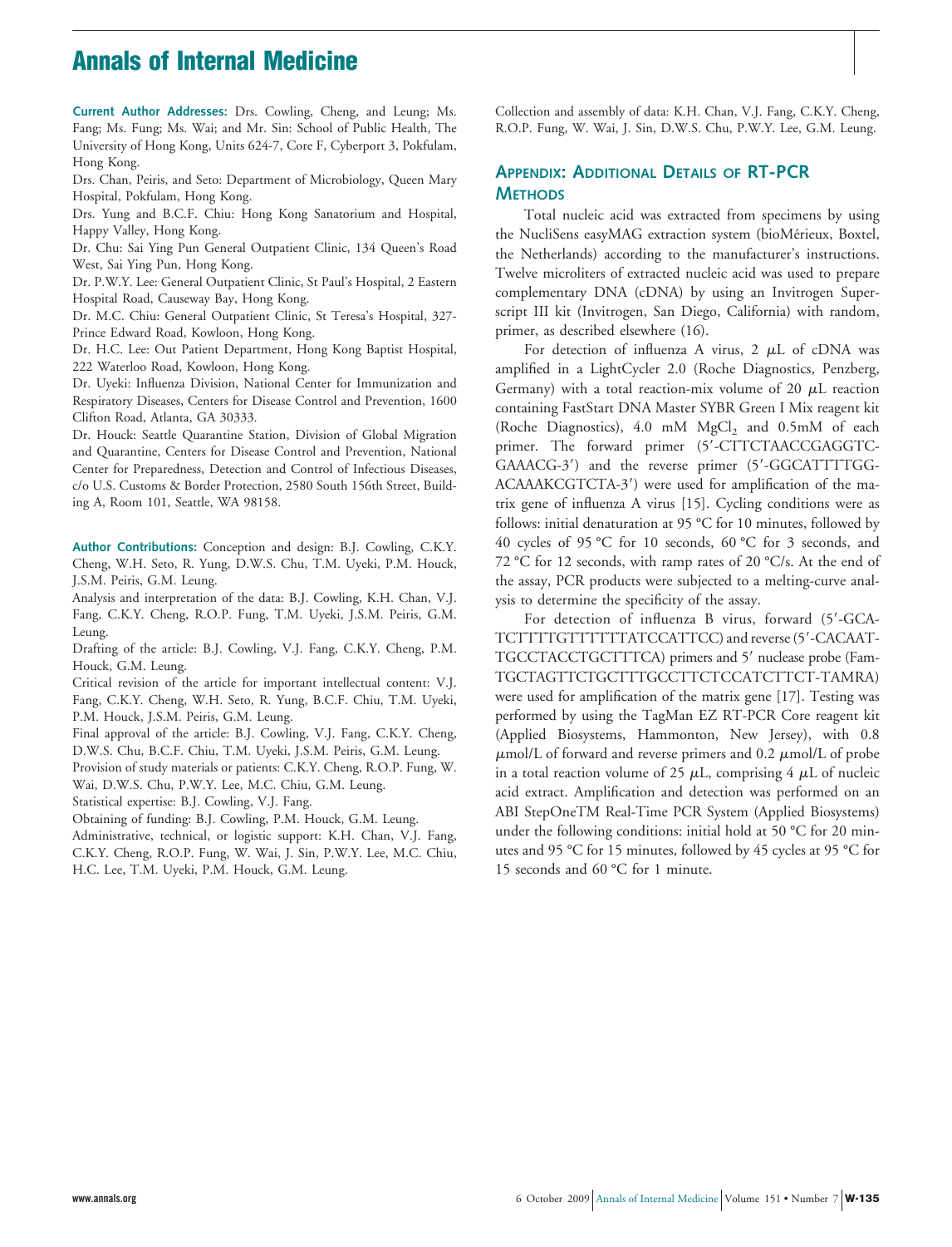**Current Author Addresses:** Drs. Cowling, Cheng, and Leung; Ms. Fang; Ms. Fung; Ms. Wai; and Mr. Sin: School of Public Health, The University of Hong Kong, Units 624-7, Core F, Cyberport 3, Pokfulam, Hong Kong.

Drs. Chan, Peiris, and Seto: Department of Microbiology, Queen Mary Hospital, Pokfulam, Hong Kong.

Drs. Yung and B.C.F. Chiu: Hong Kong Sanatorium and Hospital, Happy Valley, Hong Kong.

Dr. Chu: Sai Ying Pun General Outpatient Clinic, 134 Queen's Road West, Sai Ying Pun, Hong Kong.

Dr. P.W.Y. Lee: General Outpatient Clinic, St Paul's Hospital, 2 Eastern Hospital Road, Causeway Bay, Hong Kong.

Dr. M.C. Chiu: General Outpatient Clinic, St Teresa's Hospital, 327-Prince Edward Road, Kowloon, Hong Kong.

Dr. H.C. Lee: Out Patient Department, Hong Kong Baptist Hospital, 222 Waterloo Road, Kowloon, Hong Kong.

Dr. Uyeki: Influenza Division, National Center for Immunization and Respiratory Diseases, Centers for Disease Control and Prevention, 1600 Clifton Road, Atlanta, GA 30333.

Dr. Houck: Seattle Quarantine Station, Division of Global Migration and Quarantine, Centers for Disease Control and Prevention, National Center for Preparedness, Detection and Control of Infectious Diseases, c/o U.S. Customs & Border Protection, 2580 South 156th Street, Building A, Room 101, Seattle, WA 98158.

**Author Contributions:** Conception and design: B.J. Cowling, C.K.Y. Cheng, W.H. Seto, R. Yung, D.W.S. Chu, T.M. Uyeki, P.M. Houck, J.S.M. Peiris, G.M. Leung.

Analysis and interpretation of the data: B.J. Cowling, K.H. Chan, V.J. Fang, C.K.Y. Cheng, R.O.P. Fung, T.M. Uyeki, J.S.M. Peiris, G.M. Leung.

Drafting of the article: B.J. Cowling, V.J. Fang, C.K.Y. Cheng, P.M. Houck, G.M. Leung.

Critical revision of the article for important intellectual content: V.J. Fang, C.K.Y. Cheng, W.H. Seto, R. Yung, B.C.F. Chiu, T.M. Uyeki, P.M. Houck, J.S.M. Peiris, G.M. Leung.

Final approval of the article: B.J. Cowling, V.J. Fang, C.K.Y. Cheng, D.W.S. Chu, B.C.F. Chiu, T.M. Uyeki, J.S.M. Peiris, G.M. Leung.

Provision of study materials or patients: C.K.Y. Cheng, R.O.P. Fung, W. Wai, D.W.S. Chu, P.W.Y. Lee, M.C. Chiu, G.M. Leung.

Statistical expertise: B.J. Cowling, V.J. Fang.

Obtaining of funding: B.J. Cowling, P.M. Houck, G.M. Leung.

Administrative, technical, or logistic support: K.H. Chan, V.J. Fang, C.K.Y. Cheng, R.O.P. Fung, W. Wai, J. Sin, P.W.Y. Lee, M.C. Chiu, H.C. Lee, T.M. Uyeki, P.M. Houck, G.M. Leung.

Collection and assembly of data: K.H. Chan, V.J. Fang, C.K.Y. Cheng, R.O.P. Fung, W. Wai, J. Sin, D.W.S. Chu, P.W.Y. Lee, G.M. Leung.

## Appendix: Additional Details of RT-PCR Methods

Total nucleic acid was extracted from specimens by using the NucliSens easyMAG extraction system (bioMérieux, Boxtel, the Netherlands) according to the manufacturer's instructions. Twelve microliters of extracted nucleic acid was used to prepare complementary DNA (cDNA) by using an Invitrogen Superscript III kit (Invitrogen, San Diego, California) with random, primer, as described elsewhere (16).

For detection of influenza A virus, 2 μL of cDNA was amplified in a LightCycler 2.0 (Roche Diagnostics, Penzberg, Germany) with a total reaction-mix volume of 20 μL reaction containing FastStart DNA Master SYBR Green I Mix reagent kit (Roche Diagnostics), 4.0 mM $MgCl_2$ and 0.5mM of each primer. The forward primer (5′-CTTCTAACCGAGGTCGAAACG-3′) and the reverse primer (5′-GGCATTTTGGACAAAKCGTCTA-3′) were used for amplification of the matrix gene of influenza A virus [15]. Cycling conditions were as follows: initial denaturation at 95 °C for 10 minutes, followed by 40 cycles of 95 °C for 10 seconds, 60 °C for 3 seconds, and 72 °C for 12 seconds, with ramp rates of 20 °C/s. At the end of the assay, PCR products were subjected to a melting-curve analysis to determine the specificity of the assay.

For detection of influenza B virus, forward (5′-GCATCTTTTGTTTTTTATCCATTCC) and reverse (5′-CACAATTGCCTACCTGCTTTCA) primers and 5′ nuclease probe (Fam-TGCTAGTTCTGCTTTGCCTTCTCCATCTTCT-TAMRA) were used for amplification of the matrix gene [17]. Testing was performed by using the TagMan EZ RT-PCR Core reagent kit (Applied Biosystems, Hammonton, New Jersey), with 0.8 μmol/L of forward and reverse primers and 0.2 μmol/L of probe in a total reaction volume of 25 μL, comprising 4 μL of nucleic acid extract. Amplification and detection was performed on an ABI StepOneTM Real-Time PCR System (Applied Biosystems) under the following conditions: initial hold at 50 °C for 20 minutes and 95 °C for 15 minutes, followed by 45 cycles at 95 °C for 15 seconds and 60 °C for 1 minute.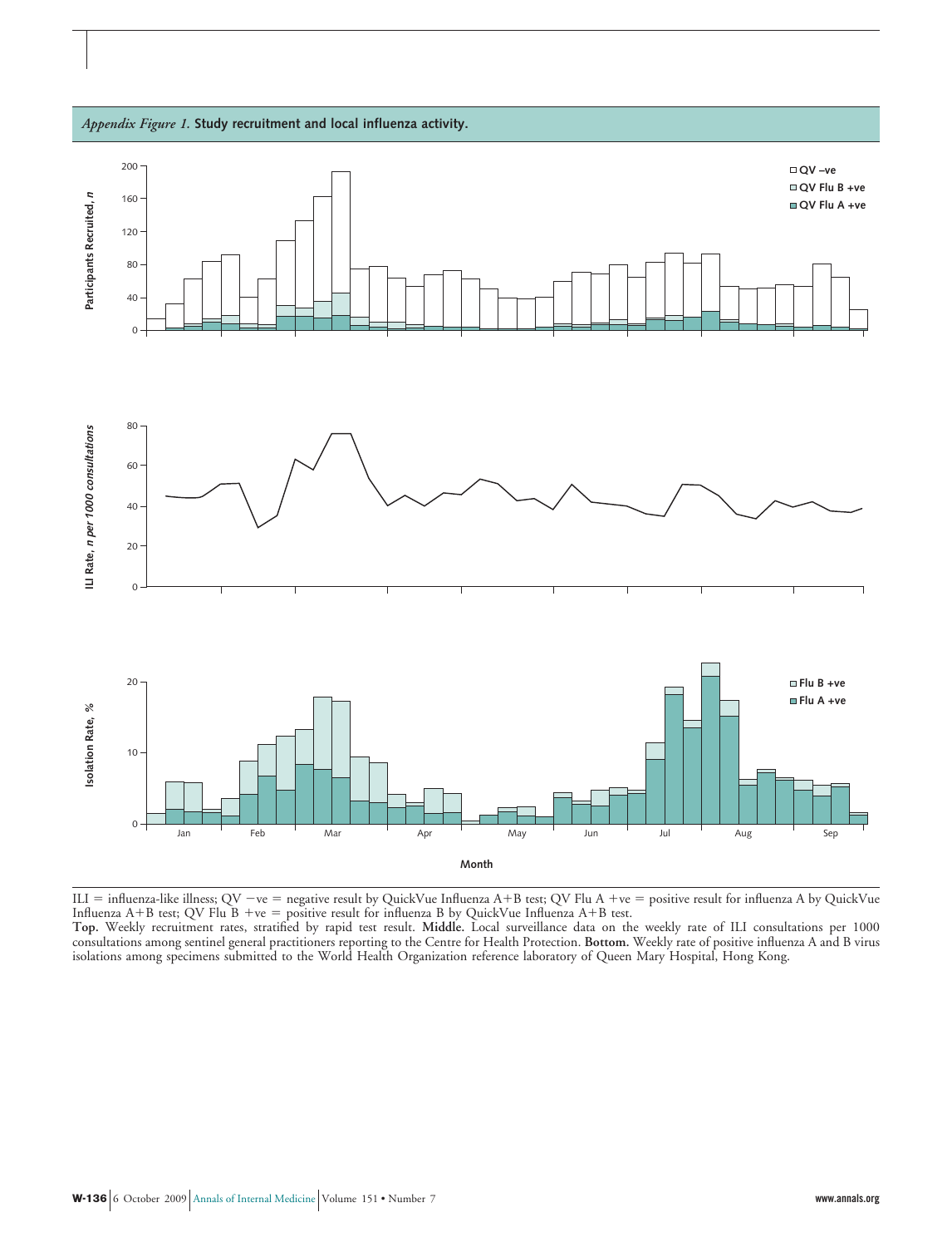*Appendix Figure 1.* **Study recruitment and local influenza activity.**

ILI = influenza-like illness; QV −ve = negative result by QuickVue Influenza A+B test; QV Flu A +ve = positive result for influenza A by QuickVue Influenza A+B test; QV Flu B +ve = positive result for influenza B by QuickVue Influenza A+B test.

**Top.** Weekly recruitment rates, stratified by rapid test result. **Middle.** Local surveillance data on the weekly rate of ILI consultations per 1000 consultations among sentinel general practitioners reporting to the Centre for Health Protection. **Bottom.** Weekly rate of positive influenza A and B virus isolations among specimens submitted to the World Health Organization reference laboratory of Queen Mary Hospital, Hong Kong.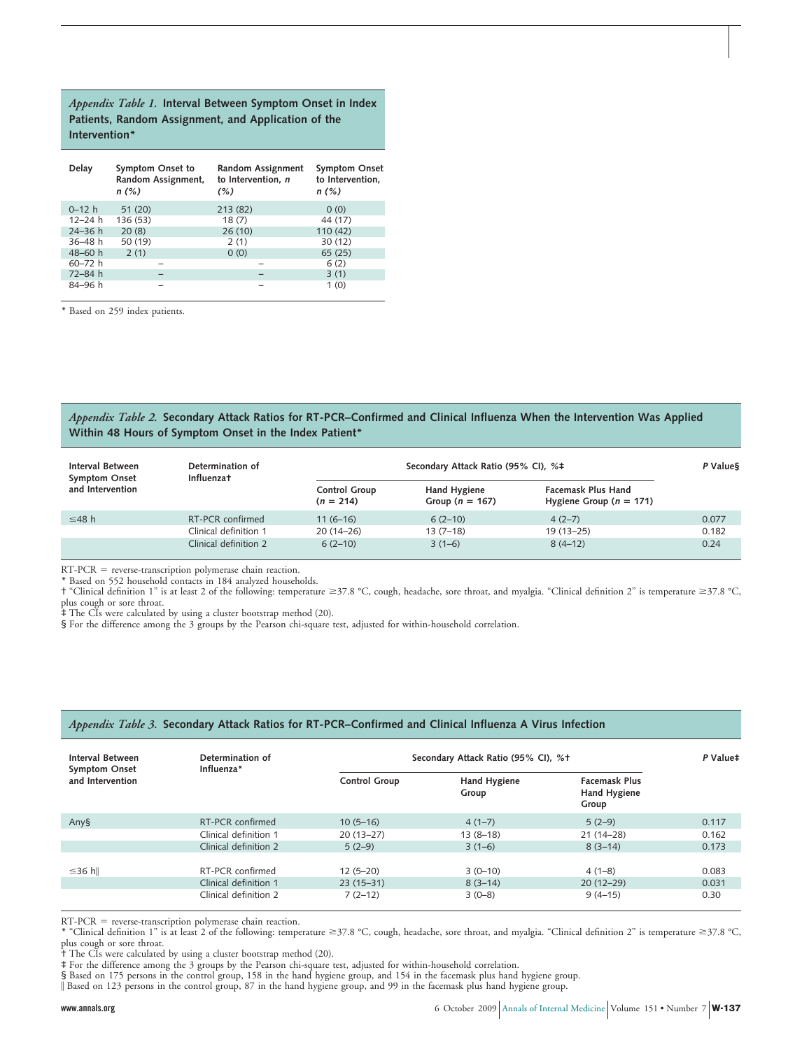*Appendix Table 1.* **Interval Between Symptom Onset in Index Patients, Random Assignment, and Application of the Intervention***

| Delay | Symptom Onset to Random Assignment, *n (%)* | Random Assignment to Intervention, *n (%)* | Symptom Onset to Intervention, *n (%)* |
|---|---|---|---|
| 0–12 h | 51 (20) | 213 (82) | 0 (0) |
| 12–24 h | 136 (53) | 18 (7) | 44 (17) |
| 24–36 h | 20 (8) | 26 (10) | 110 (42) |
| 36–48 h | 50 (19) | 2 (1) | 30 (12) |
| 48–60 h | 2 (1) | 0 (0) | 65 (25) |
| 60–72 h | – | – | 6 (2) |
| 72–84 h | – | – | 3 (1) |
| 84–96 h | – | – | 1 (0) |

* Based on 259 index patients.

*Appendix Table 2.* **Secondary Attack Ratios for RT-PCR–Confirmed and Clinical Influenza When the Intervention Was Applied Within 48 Hours of Symptom Onset in the Index Patient***

| Interval Between Symptom Onset and Intervention | Determination of Influenza† | Secondary Attack Ratio (95% CI), %‡ | | | P Value§ |
|---|---|---|---|---|---|
| | | Control Group ($n = 214$) | Hand Hygiene Group ($n = 167$) | Facemask Plus Hand Hygiene Group ($n = 171$) | |
| ≤48 h | RT-PCR confirmed | 11 (6–16) | 6 (2–10) | 4 (2–7) | 0.077 |
| | Clinical definition 1 | 20 (14–26) | 13 (7–18) | 19 (13–25) | 0.182 |
| | Clinical definition 2 | 6 (2–10) | 3 (1–6) | 8 (4–12) | 0.24 |

RT-PCR = reverse-transcription polymerase chain reaction.
* Based on 552 household contacts in 184 analyzed households.
† "Clinical definition 1" is at least 2 of the following: temperature ≥37.8 °C, cough, headache, sore throat, and myalgia. "Clinical definition 2" is temperature ≥37.8 °C, plus cough or sore throat.
‡ The CIs were calculated by using a cluster bootstrap method (20).
§ For the difference among the 3 groups by the Pearson chi-square test, adjusted for within-household correlation.

*Appendix Table 3.* **Secondary Attack Ratios for RT-PCR–Confirmed and Clinical Influenza A Virus Infection**

| Interval Between Symptom Onset and Intervention | Determination of Influenza* | Secondary Attack Ratio (95% CI), %† | | | P Value‡ |
|---|---|---|---|---|---|
| | | Control Group | Hand Hygiene Group | Facemask Plus Hand Hygiene Group | |
| Any§ | RT-PCR confirmed | 10 (5–16) | 4 (1–7) | 5 (2–9) | 0.117 |
| | Clinical definition 1 | 20 (13–27) | 13 (8–18) | 21 (14–28) | 0.162 |
| | Clinical definition 2 | 5 (2–9) | 3 (1–6) | 8 (3–14) | 0.173 |
| ≤36 h‖ | RT-PCR confirmed | 12 (5–20) | 3 (0–10) | 4 (1–8) | 0.083 |
| | Clinical definition 1 | 23 (15–31) | 8 (3–14) | 20 (12–29) | 0.031 |
| | Clinical definition 2 | 7 (2–12) | 3 (0–8) | 9 (4–15) | 0.30 |

RT-PCR = reverse-transcription polymerase chain reaction.
* "Clinical definition 1" is at least 2 of the following: temperature ≥37.8 °C, cough, headache, sore throat, and myalgia. "Clinical definition 2" is temperature ≥37.8 °C, plus cough or sore throat.
† The CIs were calculated by using a cluster bootstrap method (20).
‡ For the difference among the 3 groups by the Pearson chi-square test, adjusted for within-household correlation.
§ Based on 175 persons in the control group, 158 in the hand hygiene group, and 154 in the facemask plus hand hygiene group.
‖ Based on 123 persons in the control group, 87 in the hand hygiene group, and 99 in the facemask plus hand hygiene group.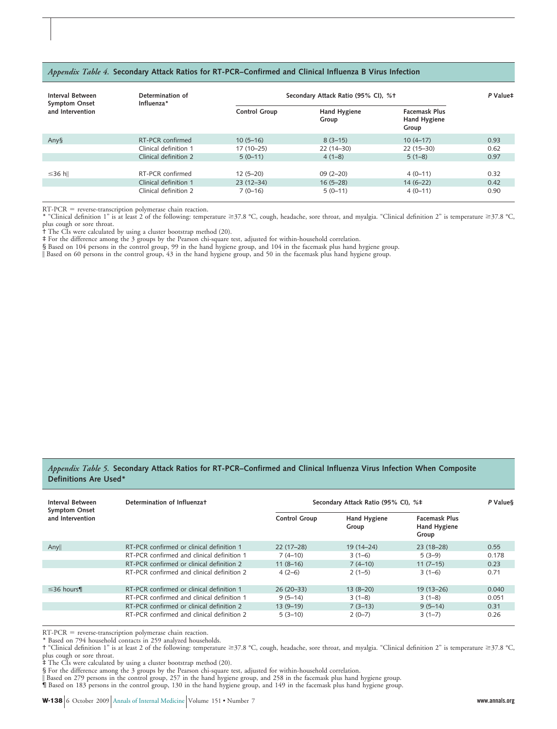*Appendix Table 4.* **Secondary Attack Ratios for RT-PCR–Confirmed and Clinical Influenza B Virus Infection**

| Interval Between Symptom Onset and Intervention | Determination of Influenza* | Secondary Attack Ratio (95% CI), %† | | | P Value‡ |
|---|---|---|---|---|---|
| | | Control Group | Hand Hygiene Group | Facemask Plus Hand Hygiene Group | |
| Any§ | RT-PCR confirmed | 10 (5–16) | 8 (3–15) | 10 (4–17) | 0.93 |
| | Clinical definition 1 | 17 (10–25) | 22 (14–30) | 22 (15–30) | 0.62 |
| | Clinical definition 2 | 5 (0–11) | 4 (1–8) | 5 (1–8) | 0.97 |
| ≤36 h‖ | RT-PCR confirmed | 12 (5–20) | 09 (2–20) | 4 (0–11) | 0.32 |
| | Clinical definition 1 | 23 (12–34) | 16 (5–28) | 14 (6–22) | 0.42 |
| | Clinical definition 2 | 7 (0–16) | 5 (0–11) | 4 (0–11) | 0.90 |

RT-PCR = reverse-transcription polymerase chain reaction.
* "Clinical definition 1" is at least 2 of the following: temperature ≥37.8 °C, cough, headache, sore throat, and myalgia. "Clinical definition 2" is temperature ≥37.8 °C, plus cough or sore throat.
† The CIs were calculated by using a cluster bootstrap method (20).
‡ For the difference among the 3 groups by the Pearson chi-square test, adjusted for within-household correlation.
§ Based on 104 persons in the control group, 99 in the hand hygiene group, and 104 in the facemask plus hand hygiene group.
‖ Based on 60 persons in the control group, 43 in the hand hygiene group, and 50 in the facemask plus hand hygiene group.

*Appendix Table 5.* **Secondary Attack Ratios for RT-PCR–Confirmed and Clinical Influenza Virus Infection When Composite Definitions Are Used***

| Interval Between Symptom Onset and Intervention | Determination of Influenza† | Secondary Attack Ratio (95% CI), %‡ | | | P Value§ |
|---|---|---|---|---|---|
| | | Control Group | Hand Hygiene Group | Facemask Plus Hand Hygiene Group | |
| Any‖ | RT-PCR confirmed or clinical definition 1 | 22 (17–28) | 19 (14–24) | 23 (18–28) | 0.55 |
| | RT-PCR confirmed and clinical definition 1 | 7 (4–10) | 3 (1–6) | 5 (3–9) | 0.178 |
| | RT-PCR confirmed or clinical definition 2 | 11 (8–16) | 7 (4–10) | 11 (7–15) | 0.23 |
| | RT-PCR confirmed and clinical definition 2 | 4 (2–6) | 2 (1–5) | 3 (1–6) | 0.71 |
| ≤36 hours¶ | RT-PCR confirmed or clinical definition 1 | 26 (20–33) | 13 (8–20) | 19 (13–26) | 0.040 |
| | RT-PCR confirmed and clinical definition 1 | 9 (5–14) | 3 (1–8) | 3 (1–8) | 0.051 |
| | RT-PCR confirmed or clinical definition 2 | 13 (9–19) | 7 (3–13) | 9 (5–14) | 0.31 |
| | RT-PCR confirmed and clinical definition 2 | 5 (3–10) | 2 (0–7) | 3 (1–7) | 0.26 |

RT-PCR = reverse-transcription polymerase chain reaction.
* Based on 794 household contacts in 259 analyzed households.
† "Clinical definition 1" is at least 2 of the following: temperature ≥37.8 °C, cough, headache, sore throat, and myalgia. "Clinical definition 2" is temperature ≥37.8 °C, plus cough or sore throat.
‡ The CIs were calculated by using a cluster bootstrap method (20).
§ For the difference among the 3 groups by the Pearson chi-square test, adjusted for within-household correlation.
‖ Based on 279 persons in the control group, 257 in the hand hygiene group, and 258 in the facemask plus hand hygiene group.
¶ Based on 183 persons in the control group, 130 in the hand hygiene group, and 149 in the facemask plus hand hygiene group.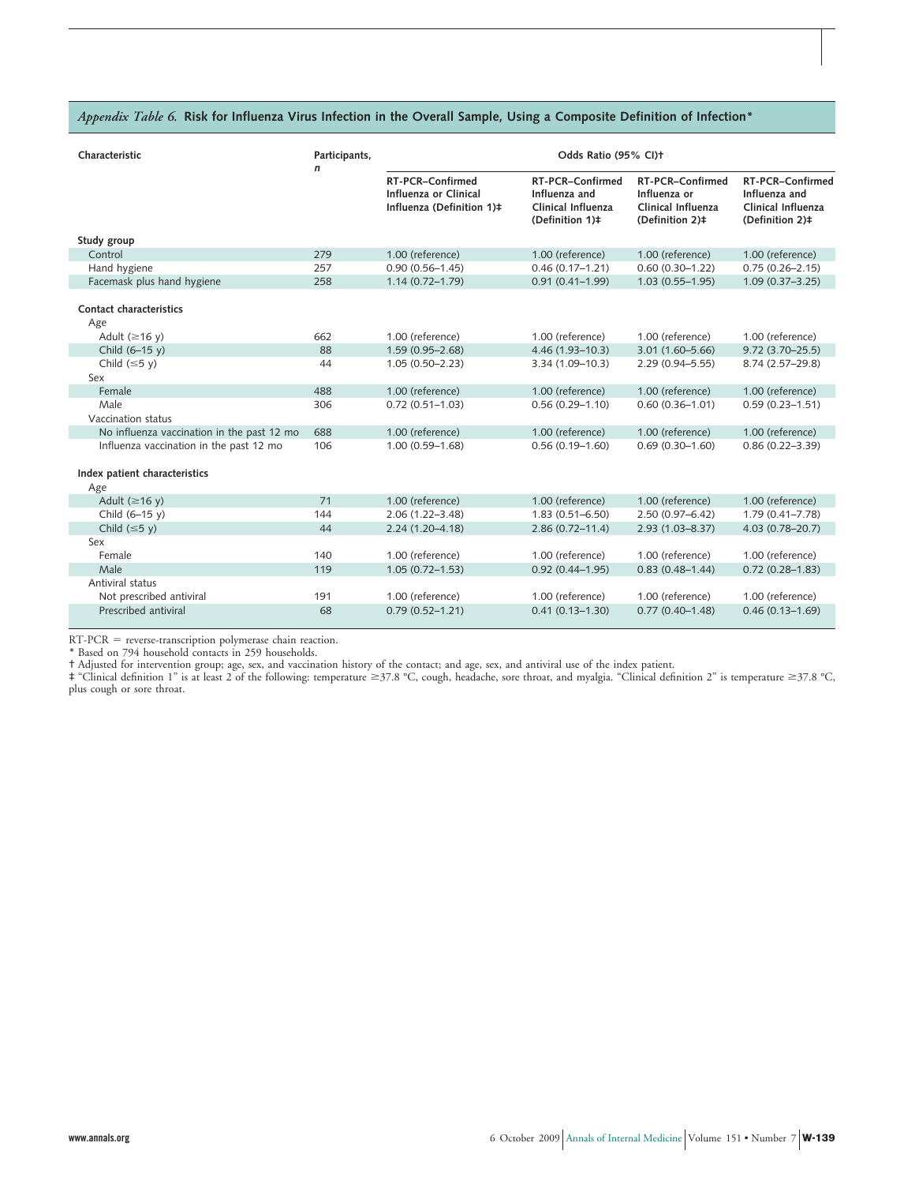*Appendix Table 6.* **Risk for Influenza Virus Infection in the Overall Sample, Using a Composite Definition of Infection***

| Characteristic | Participants, *n* | Odds Ratio (95% CI)† | | | |
|---|---|---|---|---|---|
| | | RT-PCR–Confirmed Influenza or Clinical Influenza (Definition 1)‡ | RT-PCR–Confirmed Influenza and Clinical Influenza (Definition 1)‡ | RT-PCR–Confirmed Influenza or Clinical Influenza (Definition 2)‡ | RT-PCR–Confirmed Influenza and Clinical Influenza (Definition 2)‡ |
| **Study group** | | | | | |
| Control | 279 | 1.00 (reference) | 1.00 (reference) | 1.00 (reference) | 1.00 (reference) |
| Hand hygiene | 257 | 0.90 (0.56–1.45) | 0.46 (0.17–1.21) | 0.60 (0.30–1.22) | 0.75 (0.26–2.15) |
| Facemask plus hand hygiene | 258 | 1.14 (0.72–1.79) | 0.91 (0.41–1.99) | 1.03 (0.55–1.95) | 1.09 (0.37–3.25) |
| **Contact characteristics** | | | | | |
| Age | | | | | |
| Adult (≥16 y) | 662 | 1.00 (reference) | 1.00 (reference) | 1.00 (reference) | 1.00 (reference) |
| Child (6–15 y) | 88 | 1.59 (0.95–2.68) | 4.46 (1.93–10.3) | 3.01 (1.60–5.66) | 9.72 (3.70–25.5) |
| Child (≤5 y) | 44 | 1.05 (0.50–2.23) | 3.34 (1.09–10.3) | 2.29 (0.94–5.55) | 8.74 (2.57–29.8) |
| Sex | | | | | |
| Female | 488 | 1.00 (reference) | 1.00 (reference) | 1.00 (reference) | 1.00 (reference) |
| Male | 306 | 0.72 (0.51–1.03) | 0.56 (0.29–1.10) | 0.60 (0.36–1.01) | 0.59 (0.23–1.51) |
| Vaccination status | | | | | |
| No influenza vaccination in the past 12 mo | 688 | 1.00 (reference) | 1.00 (reference) | 1.00 (reference) | 1.00 (reference) |
| Influenza vaccination in the past 12 mo | 106 | 1.00 (0.59–1.68) | 0.56 (0.19–1.60) | 0.69 (0.30–1.60) | 0.86 (0.22–3.39) |
| **Index patient characteristics** | | | | | |
| Age | | | | | |
| Adult (≥16 y) | 71 | 1.00 (reference) | 1.00 (reference) | 1.00 (reference) | 1.00 (reference) |
| Child (6–15 y) | 144 | 2.06 (1.22–3.48) | 1.83 (0.51–6.50) | 2.50 (0.97–6.42) | 1.79 (0.41–7.78) |
| Child (≤5 y) | 44 | 2.24 (1.20–4.18) | 2.86 (0.72–11.4) | 2.93 (1.03–8.37) | 4.03 (0.78–20.7) |
| Sex | | | | | |
| Female | 140 | 1.00 (reference) | 1.00 (reference) | 1.00 (reference) | 1.00 (reference) |
| Male | 119 | 1.05 (0.72–1.53) | 0.92 (0.44–1.95) | 0.83 (0.48–1.44) | 0.72 (0.28–1.83) |
| Antiviral status | | | | | |
| Not prescribed antiviral | 191 | 1.00 (reference) | 1.00 (reference) | 1.00 (reference) | 1.00 (reference) |
| Prescribed antiviral | 68 | 0.79 (0.52–1.21) | 0.41 (0.13–1.30) | 0.77 (0.40–1.48) | 0.46 (0.13–1.69) |

RT-PCR = reverse-transcription polymerase chain reaction.

\* Based on 794 household contacts in 259 households.

† Adjusted for intervention group; age, sex, and vaccination history of the contact; and age, sex, and antiviral use of the index patient.

‡ "Clinical definition 1" is at least 2 of the following: temperature ≥37.8 °C, cough, headache, sore throat, and myalgia. "Clinical definition 2" is temperature ≥37.8 °C, plus cough or sore throat.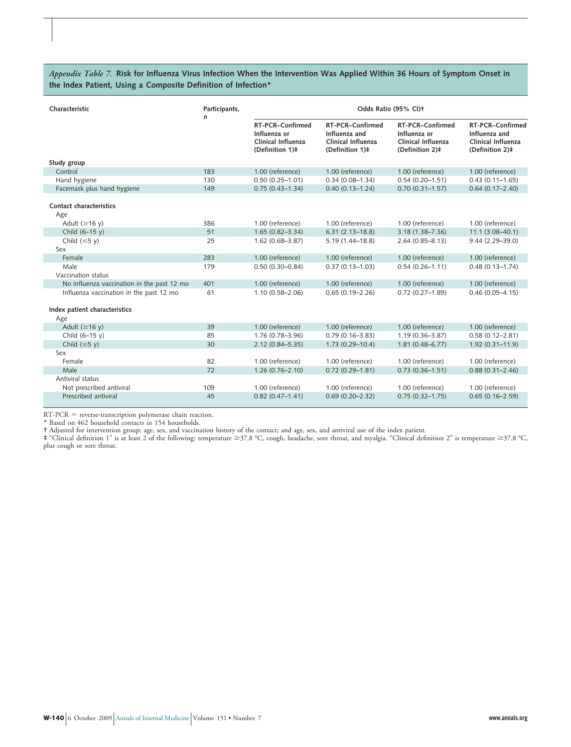*Appendix Table 7.* **Risk for Influenza Virus Infection When the Intervention Was Applied Within 36 Hours of Symptom Onset in the Index Patient, Using a Composite Definition of Infection***

| Characteristic | Participants, *n* | Odds Ratio (95% CI)† | | | |
|---|---|---|---|---|---|
| | | RT-PCR–Confirmed Influenza or Clinical Influenza (Definition 1)‡ | RT-PCR–Confirmed Influenza and Clinical Influenza (Definition 1)‡ | RT-PCR–Confirmed Influenza or Clinical Influenza (Definition 2)‡ | RT-PCR–Confirmed Influenza and Clinical Influenza (Definition 2)‡ |
| **Study group** | | | | | |
| Control | 183 | 1.00 (reference) | 1.00 (reference) | 1.00 (reference) | 1.00 (reference) |
| Hand hygiene | 130 | 0.50 (0.25–1.01) | 0.34 (0.08–1.34) | 0.54 (0.20–1.51) | 0.43 (0.11–1.65) |
| Facemask plus hand hygiene | 149 | 0.75 (0.43–1.34) | 0.40 (0.13–1.24) | 0.70 (0.31–1.57) | 0.64 (0.17–2.40) |
| **Contact characteristics** | | | | | |
| Age | | | | | |
| Adult (≥16 y) | 386 | 1.00 (reference) | 1.00 (reference) | 1.00 (reference) | 1.00 (reference) |
| Child (6–15 y) | 51 | 1.65 (0.82–3.34) | 6.31 (2.13–18.8) | 3.18 (1.38–7.36) | 11.1 (3.08–40.1) |
| Child (≤5 y) | 25 | 1.62 (0.68–3.87) | 5.19 (1.44–18.8) | 2.64 (0.85–8.13) | 9.44 (2.29–39.0) |
| Sex | | | | | |
| Female | 283 | 1.00 (reference) | 1.00 (reference) | 1.00 (reference) | 1.00 (reference) |
| Male | 179 | 0.50 (0.30–0.84) | 0.37 (0.13–1.03) | 0.54 (0.26–1.11) | 0.48 (0.13–1.74) |
| Vaccination status | | | | | |
| No influenza vaccination in the past 12 mo | 401 | 1.00 (reference) | 1.00 (reference) | 1.00 (reference) | 1.00 (reference) |
| Influenza vaccination in the past 12 mo | 61 | 1.10 (0.58–2.06) | 0.65 (0.19–2.26) | 0.72 (0.27–1.89) | 0.46 (0.05–4.15) |
| **Index patient characteristics** | | | | | |
| Age | | | | | |
| Adult (≥16 y) | 39 | 1.00 (reference) | 1.00 (reference) | 1.00 (reference) | 1.00 (reference) |
| Child (6–15 y) | 85 | 1.76 (0.78–3.96) | 0.79 (0.16–3.83) | 1.19 (0.36–3.87) | 0.58 (0.12–2.81) |
| Child (≤5 y) | 30 | 2.12 (0.84–5.35) | 1.73 (0.29–10.4) | 1.81 (0.48–6.77) | 1.92 (0.31–11.9) |
| Sex | | | | | |
| Female | 82 | 1.00 (reference) | 1.00 (reference) | 1.00 (reference) | 1.00 (reference) |
| Male | 72 | 1.26 (0.76–2.10) | 0.72 (0.29–1.81) | 0.73 (0.36–1.51) | 0.88 (0.31–2.46) |
| Antiviral status | | | | | |
| Not prescribed antiviral | 109 | 1.00 (reference) | 1.00 (reference) | 1.00 (reference) | 1.00 (reference) |
| Prescribed antiviral | 45 | 0.82 (0.47–1.41) | 0.69 (0.20–2.32) | 0.75 (0.32–1.75) | 0.65 (0.16–2.59) |

RT-PCR = reverse-transcription polymerase chain reaction.
* Based on 462 household contacts in 154 households.
† Adjusted for intervention group; age, sex, and vaccination history of the contact; and age, sex, and antiviral use of the index patient.
‡ "Clinical definition 1" is at least 2 of the following: temperature ≥37.8 °C, cough, headache, sore throat, and myalgia. "Clinical definition 2" is temperature ≥37.8 °C, plus cough or sore throat.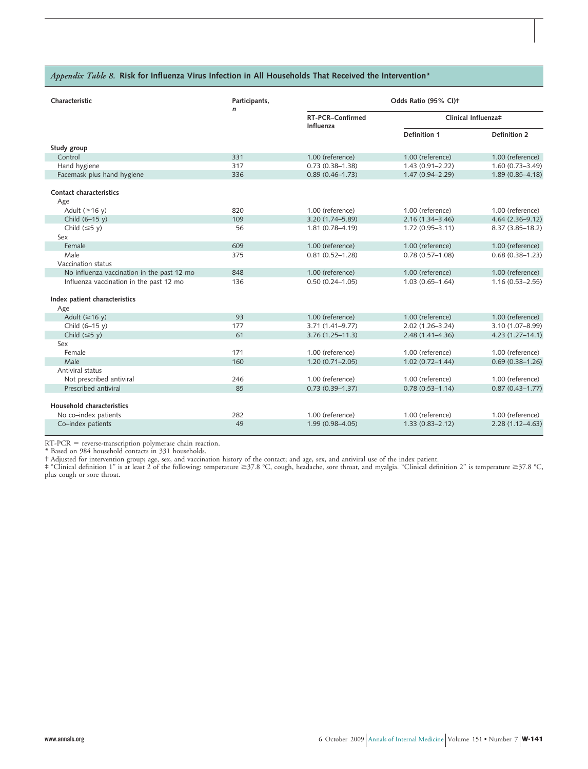## *Appendix Table 8.* Risk for Influenza Virus Infection in All Households That Received the Intervention*

| Characteristic | Participants, *n* | Odds Ratio (95% CI)† | | |
|---|---|---|---|---|
| | | RT-PCR–Confirmed Influenza | Clinical Influenza‡ | |
| | | | Definition 1 | Definition 2 |
| **Study group** | | | | |
| Control | 331 | 1.00 (reference) | 1.00 (reference) | 1.00 (reference) |
| Hand hygiene | 317 | 0.73 (0.38–1.38) | 1.43 (0.91–2.22) | 1.60 (0.73–3.49) |
| Facemask plus hand hygiene | 336 | 0.89 (0.46–1.73) | 1.47 (0.94–2.29) | 1.89 (0.85–4.18) |
| **Contact characteristics** | | | | |
| Age | | | | |
| Adult (≥16 y) | 820 | 1.00 (reference) | 1.00 (reference) | 1.00 (reference) |
| Child (6–15 y) | 109 | 3.20 (1.74–5.89) | 2.16 (1.34–3.46) | 4.64 (2.36–9.12) |
| Child (≤5 y) | 56 | 1.81 (0.78–4.19) | 1.72 (0.95–3.11) | 8.37 (3.85–18.2) |
| Sex | | | | |
| Female | 609 | 1.00 (reference) | 1.00 (reference) | 1.00 (reference) |
| Male | 375 | 0.81 (0.52–1.28) | 0.78 (0.57–1.08) | 0.68 (0.38–1.23) |
| Vaccination status | | | | |
| No influenza vaccination in the past 12 mo | 848 | 1.00 (reference) | 1.00 (reference) | 1.00 (reference) |
| Influenza vaccination in the past 12 mo | 136 | 0.50 (0.24–1.05) | 1.03 (0.65–1.64) | 1.16 (0.53–2.55) |
| **Index patient characteristics** | | | | |
| Age | | | | |
| Adult (≥16 y) | 93 | 1.00 (reference) | 1.00 (reference) | 1.00 (reference) |
| Child (6–15 y) | 177 | 3.71 (1.41–9.77) | 2.02 (1.26–3.24) | 3.10 (1.07–8.99) |
| Child (≤5 y) | 61 | 3.76 (1.25–11.3) | 2.48 (1.41–4.36) | 4.23 (1.27–14.1) |
| Sex | | | | |
| Female | 171 | 1.00 (reference) | 1.00 (reference) | 1.00 (reference) |
| Male | 160 | 1.20 (0.71–2.05) | 1.02 (0.72–1.44) | 0.69 (0.38–1.26) |
| Antiviral status | | | | |
| Not prescribed antiviral | 246 | 1.00 (reference) | 1.00 (reference) | 1.00 (reference) |
| Prescribed antiviral | 85 | 0.73 (0.39–1.37) | 0.78 (0.53–1.14) | 0.87 (0.43–1.77) |
| **Household characteristics** | | | | |
| No co–index patients | 282 | 1.00 (reference) | 1.00 (reference) | 1.00 (reference) |
| Co–index patients | 49 | 1.99 (0.98–4.05) | 1.33 (0.83–2.12) | 2.28 (1.12–4.63) |

RT-PCR = reverse-transcription polymerase chain reaction.
* Based on 984 household contacts in 331 households.
† Adjusted for intervention group; age, sex, and vaccination history of the contact; and age, sex, and antiviral use of the index patient.
‡ "Clinical definition 1" is at least 2 of the following: temperature ≥37.8 °C, cough, headache, sore throat, and myalgia. "Clinical definition 2" is temperature ≥37.8 °C, plus cough or sore throat.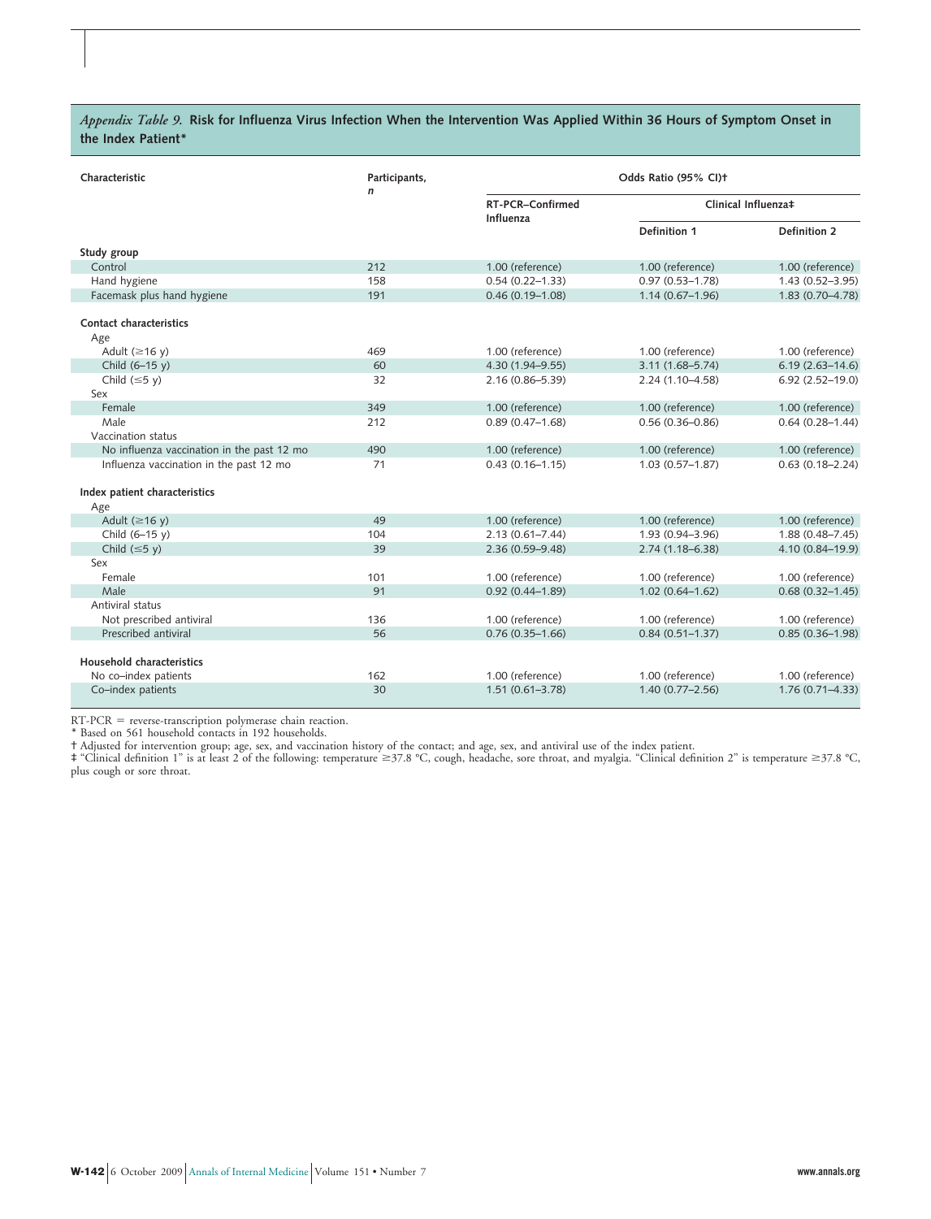*Appendix Table 9.* **Risk for Influenza Virus Infection When the Intervention Was Applied Within 36 Hours of Symptom Onset in the Index Patient***

| Characteristic | Participants, *n* | Odds Ratio (95% CI)† | | |
|---|---|---|---|---|
| | | RT-PCR–Confirmed Influenza | Clinical Influenza‡ | |
| | | | Definition 1 | Definition 2 |
| **Study group** | | | | |
| Control | 212 | 1.00 (reference) | 1.00 (reference) | 1.00 (reference) |
| Hand hygiene | 158 | 0.54 (0.22–1.33) | 0.97 (0.53–1.78) | 1.43 (0.52–3.95) |
| Facemask plus hand hygiene | 191 | 0.46 (0.19–1.08) | 1.14 (0.67–1.96) | 1.83 (0.70–4.78) |
| **Contact characteristics** | | | | |
| Age | | | | |
| Adult (≥16 y) | 469 | 1.00 (reference) | 1.00 (reference) | 1.00 (reference) |
| Child (6–15 y) | 60 | 4.30 (1.94–9.55) | 3.11 (1.68–5.74) | 6.19 (2.63–14.6) |
| Child (≤5 y) | 32 | 2.16 (0.86–5.39) | 2.24 (1.10–4.58) | 6.92 (2.52–19.0) |
| Sex | | | | |
| Female | 349 | 1.00 (reference) | 1.00 (reference) | 1.00 (reference) |
| Male | 212 | 0.89 (0.47–1.68) | 0.56 (0.36–0.86) | 0.64 (0.28–1.44) |
| Vaccination status | | | | |
| No influenza vaccination in the past 12 mo | 490 | 1.00 (reference) | 1.00 (reference) | 1.00 (reference) |
| Influenza vaccination in the past 12 mo | 71 | 0.43 (0.16–1.15) | 1.03 (0.57–1.87) | 0.63 (0.18–2.24) |
| **Index patient characteristics** | | | | |
| Age | | | | |
| Adult (≥16 y) | 49 | 1.00 (reference) | 1.00 (reference) | 1.00 (reference) |
| Child (6–15 y) | 104 | 2.13 (0.61–7.44) | 1.93 (0.94–3.96) | 1.88 (0.48–7.45) |
| Child (≤5 y) | 39 | 2.36 (0.59–9.48) | 2.74 (1.18–6.38) | 4.10 (0.84–19.9) |
| Sex | | | | |
| Female | 101 | 1.00 (reference) | 1.00 (reference) | 1.00 (reference) |
| Male | 91 | 0.92 (0.44–1.89) | 1.02 (0.64–1.62) | 0.68 (0.32–1.45) |
| Antiviral status | | | | |
| Not prescribed antiviral | 136 | 1.00 (reference) | 1.00 (reference) | 1.00 (reference) |
| Prescribed antiviral | 56 | 0.76 (0.35–1.66) | 0.84 (0.51–1.37) | 0.85 (0.36–1.98) |
| **Household characteristics** | | | | |
| No co–index patients | 162 | 1.00 (reference) | 1.00 (reference) | 1.00 (reference) |
| Co–index patients | 30 | 1.51 (0.61–3.78) | 1.40 (0.77–2.56) | 1.76 (0.71–4.33) |

RT-PCR = reverse-transcription polymerase chain reaction.
* Based on 561 household contacts in 192 households.
† Adjusted for intervention group; age, sex, and vaccination history of the contact; and age, sex, and antiviral use of the index patient.
‡ "Clinical definition 1" is at least 2 of the following: temperature ≥37.8 °C, cough, headache, sore throat, and myalgia. "Clinical definition 2" is temperature ≥37.8 °C, plus cough or sore throat.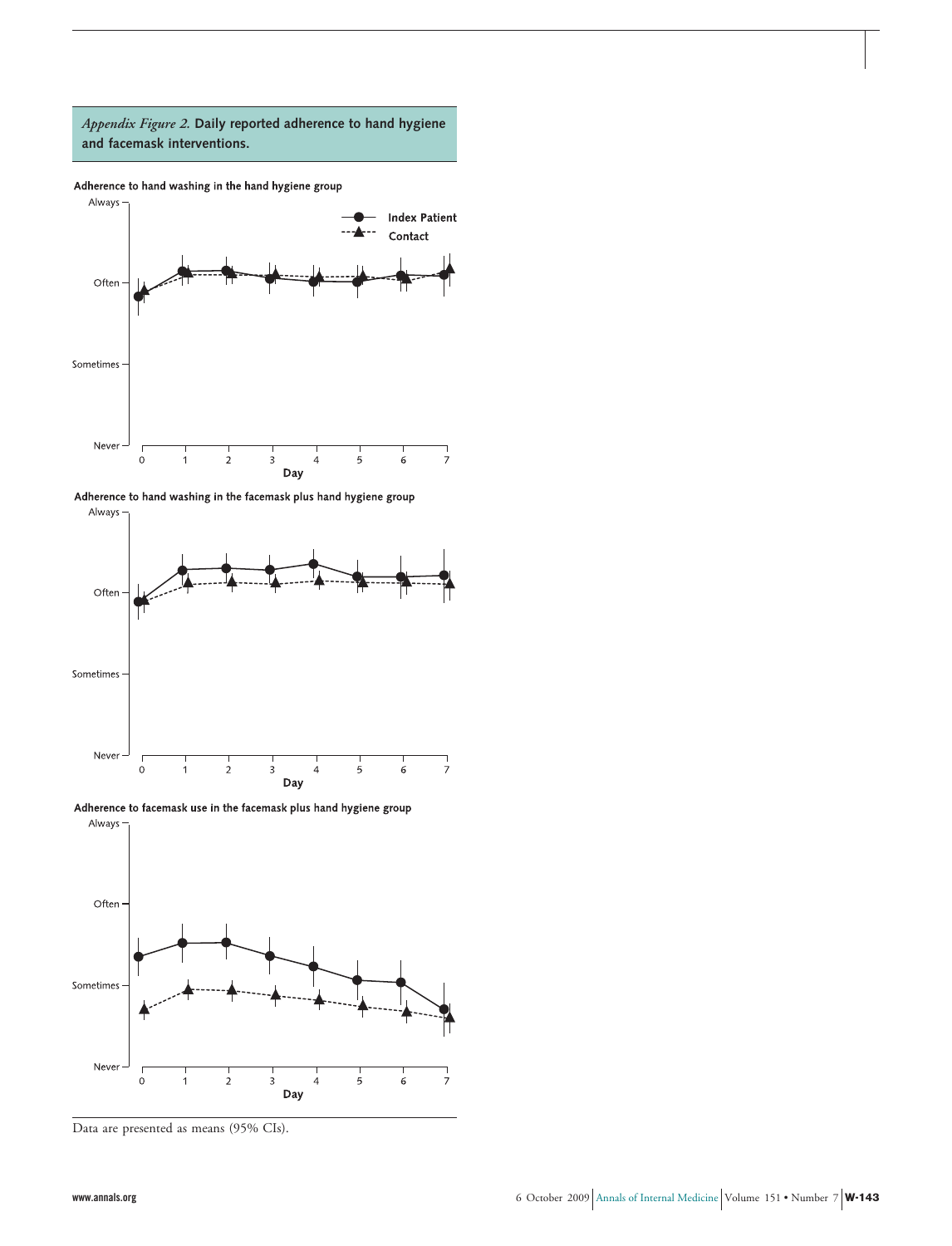*Appendix Figure 2.* **Daily reported adherence to hand hygiene and facemask interventions.**

**Adherence to hand washing in the hand hygiene group**

**Adherence to hand washing in the facemask plus hand hygiene group**

**Adherence to facemask use in the facemask plus hand hygiene group**

Data are presented as means (95% CIs).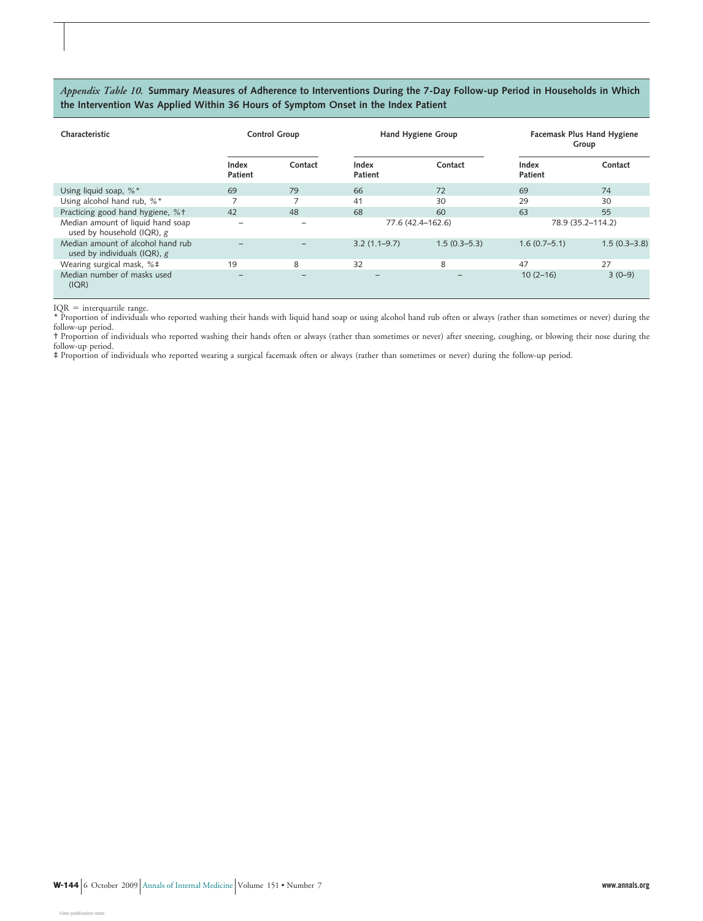*Appendix Table 10.* **Summary Measures of Adherence to Interventions During the 7-Day Follow-up Period in Households in Which the Intervention Was Applied Within 36 Hours of Symptom Onset in the Index Patient**

| Characteristic | Control Group | | Hand Hygiene Group | | Facemask Plus Hand Hygiene Group | |
|---|---|---|---|---|---|---|
| | Index Patient | Contact | Index Patient | Contact | Index Patient | Contact |
| Using liquid soap, %* | 69 | 79 | 66 | 72 | 69 | 74 |
| Using alcohol hand rub, %* | 7 | 7 | 41 | 30 | 29 | 30 |
| Practicing good hand hygiene, %† | 42 | 48 | 68 | 60 | 63 | 55 |
| Median amount of liquid hand soap used by household (IQR), *g* | – | – | 77.6 (42.4–162.6) | | 78.9 (35.2–114.2) | |
| Median amount of alcohol hand rub used by individuals (IQR), *g* | – | – | 3.2 (1.1–9.7) | 1.5 (0.3–5.3) | 1.6 (0.7–5.1) | 1.5 (0.3–3.8) |
| Wearing surgical mask, %‡ | 19 | 8 | 32 | 8 | 47 | 27 |
| Median number of masks used (IQR) | – | – | – | – | 10 (2–16) | 3 (0–9) |

IQR = interquartile range.
* Proportion of individuals who reported washing their hands with liquid hand soap or using alcohol hand rub often or always (rather than sometimes or never) during the follow-up period.
† Proportion of individuals who reported washing their hands often or always (rather than sometimes or never) after sneezing, coughing, or blowing their nose during the follow-up period.
‡ Proportion of individuals who reported wearing a surgical facemask often or always (rather than sometimes or never) during the follow-up period.